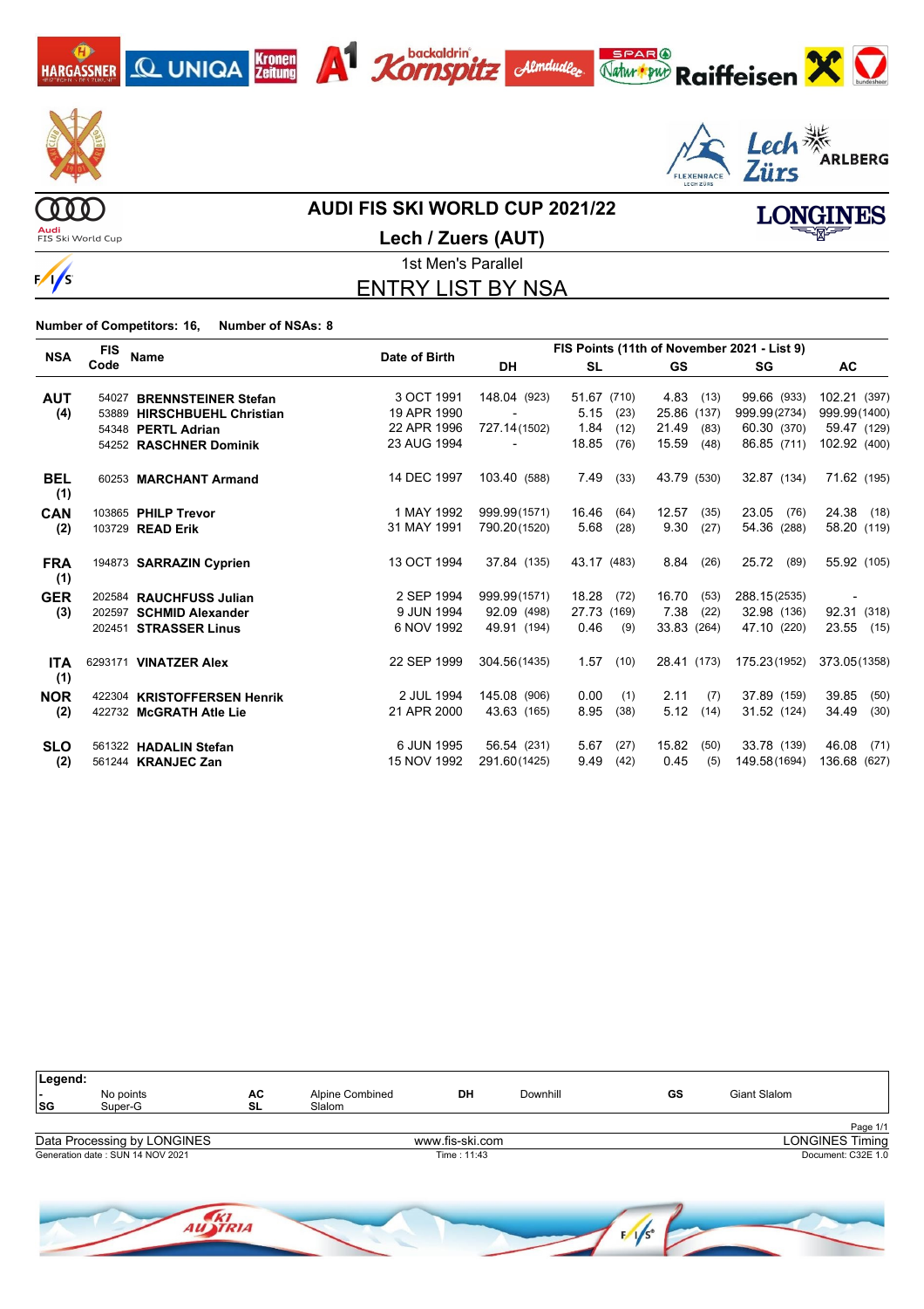# AUDI FIS SKI WORLD CUP 2021/22

## Lech / Zuers (AUT)

### 1st Men's Parallel

## ENTRY LIST BY NSA

**Number of Competitors: 16, Number of NSAs: 8**

| NSA | FIS Code | Name | Date of Birth | FIS Points (11th of November 2021 - List 9) | | | | |
|---|---|---|---|---|---|---|---|---|
| | | | | DH | SL | GS | SG | AC |
| AUT (4) | 54027 | **BRENNSTEINER Stefan** | 3 OCT 1991 | 148.04 (923) | 51.67 (710) | 4.83 (13) | 99.66 (933) | 102.21 (397) |
| | 53889 | **HIRSCHBUEHL Christian** | 19 APR 1990 | - | 5.15 (23) | 25.86 (137) | 999.99 (2734) | 999.99 (1400) |
| | 54348 | **PERTL Adrian** | 22 APR 1996 | 727.14 (1502) | 1.84 (12) | 21.49 (83) | 60.30 (370) | 59.47 (129) |
| | 54252 | **RASCHNER Dominik** | 23 AUG 1994 | - | 18.85 (76) | 15.59 (48) | 86.85 (711) | 102.92 (400) |
| BEL (1) | 60253 | **MARCHANT Armand** | 14 DEC 1997 | 103.40 (588) | 7.49 (33) | 43.79 (530) | 32.87 (134) | 71.62 (195) |
| CAN (2) | 103865 | **PHILP Trevor** | 1 MAY 1992 | 999.99 (1571) | 16.46 (64) | 12.57 (35) | 23.05 (76) | 24.38 (18) |
| | 103729 | **READ Erik** | 31 MAY 1991 | 790.20 (1520) | 5.68 (28) | 9.30 (27) | 54.36 (288) | 58.20 (119) |
| FRA (1) | 194873 | **SARRAZIN Cyprien** | 13 OCT 1994 | 37.84 (135) | 43.17 (483) | 8.84 (26) | 25.72 (89) | 55.92 (105) |
| GER (3) | 202584 | **RAUCHFUSS Julian** | 2 SEP 1994 | 999.99 (1571) | 18.28 (72) | 16.70 (53) | 288.15 (2535) | - |
| | 202597 | **SCHMID Alexander** | 9 JUN 1994 | 92.09 (498) | 27.73 (169) | 7.38 (22) | 32.98 (136) | 92.31 (318) |
| | 202451 | **STRASSER Linus** | 6 NOV 1992 | 49.91 (194) | 0.46 (9) | 33.83 (264) | 47.10 (220) | 23.55 (15) |
| ITA (1) | 6293171 | **VINATZER Alex** | 22 SEP 1999 | 304.56 (1435) | 1.57 (10) | 28.41 (173) | 175.23 (1952) | 373.05 (1358) |
| NOR (2) | 422304 | **KRISTOFFERSEN Henrik** | 2 JUL 1994 | 145.08 (906) | 0.00 (1) | 2.11 (7) | 37.89 (159) | 39.85 (50) |
| | 422732 | **McGRATH Atle Lie** | 21 APR 2000 | 43.63 (165) | 8.95 (38) | 5.12 (14) | 31.52 (124) | 34.49 (30) |
| SLO (2) | 561322 | **HADALIN Stefan** | 6 JUN 1995 | 56.54 (231) | 5.67 (27) | 15.82 (50) | 33.78 (139) | 46.08 (71) |
| | 561244 | **KRANJEC Zan** | 15 NOV 1992 | 291.60 (1425) | 9.49 (42) | 0.45 (5) | 149.58 (1694) | 136.68 (627) |

**Legend:**

| | | | | | | | |
|---|---|---|---|---|---|---|---|
| - | No points | AC | Alpine Combined | DH | Downhill | GS | Giant Slalom |
| SG | Super-G | SL | Slalom | | | | |

Data Processing by LONGINES — www.fis-ski.com — LONGINES Timing

Generation date : SUN 14 NOV 2021 — Time : 11:43 — Document: C32E 1.0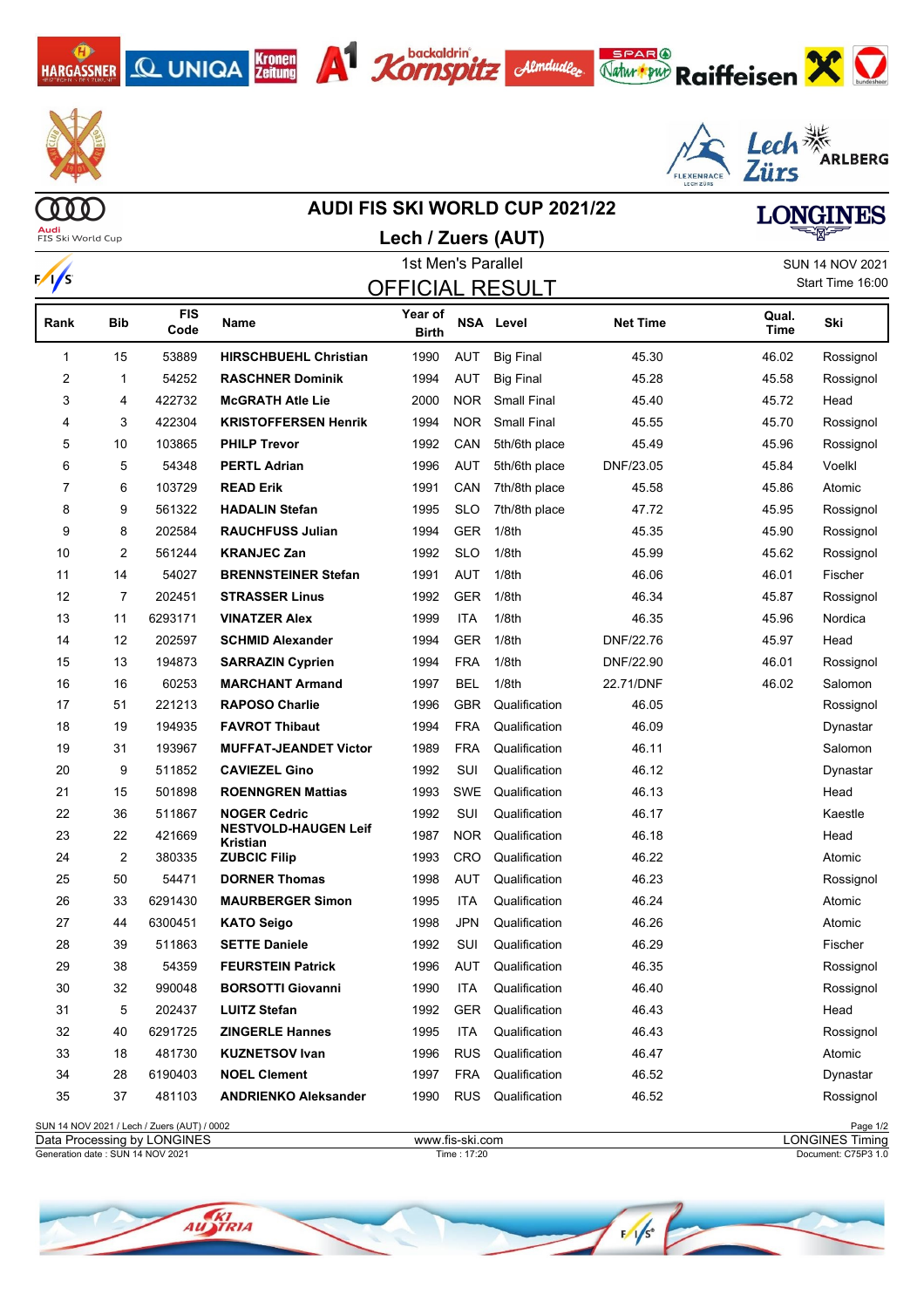# AUDI FIS SKI WORLD CUP 2021/22

## Lech / Zuers (AUT)

1st Men's Parallel

SUN 14 NOV 2021
Start Time 16:00

## OFFICIAL RESULT

| Rank | Bib | FIS Code | Name | Year of Birth | NSA | Level | Net Time | Qual. Time | Ski |
|---|---|---|---|---|---|---|---|---|---|
| 1 | 15 | 53889 | **HIRSCHBUEHL Christian** | 1990 | AUT | Big Final | 45.30 | 46.02 | Rossignol |
| 2 | 1 | 54252 | **RASCHNER Dominik** | 1994 | AUT | Big Final | 45.28 | 45.58 | Rossignol |
| 3 | 4 | 422732 | **McGRATH Atle Lie** | 2000 | NOR | Small Final | 45.40 | 45.72 | Head |
| 4 | 3 | 422304 | **KRISTOFFERSEN Henrik** | 1994 | NOR | Small Final | 45.55 | 45.70 | Rossignol |
| 5 | 10 | 103865 | **PHILP Trevor** | 1992 | CAN | 5th/6th place | 45.49 | 45.96 | Rossignol |
| 6 | 5 | 54348 | **PERTL Adrian** | 1996 | AUT | 5th/6th place | DNF/23.05 | 45.84 | Voelkl |
| 7 | 6 | 103729 | **READ Erik** | 1991 | CAN | 7th/8th place | 45.58 | 45.86 | Atomic |
| 8 | 9 | 561322 | **HADALIN Stefan** | 1995 | SLO | 7th/8th place | 47.72 | 45.95 | Rossignol |
| 9 | 8 | 202584 | **RAUCHFUSS Julian** | 1994 | GER | 1/8th | 45.35 | 45.90 | Rossignol |
| 10 | 2 | 561244 | **KRANJEC Zan** | 1992 | SLO | 1/8th | 45.99 | 45.62 | Rossignol |
| 11 | 14 | 54027 | **BRENNSTEINER Stefan** | 1991 | AUT | 1/8th | 46.06 | 46.01 | Fischer |
| 12 | 7 | 202451 | **STRASSER Linus** | 1992 | GER | 1/8th | 46.34 | 45.87 | Rossignol |
| 13 | 11 | 6293171 | **VINATZER Alex** | 1999 | ITA | 1/8th | 46.35 | 45.96 | Nordica |
| 14 | 12 | 202597 | **SCHMID Alexander** | 1994 | GER | 1/8th | DNF/22.76 | 45.97 | Head |
| 15 | 13 | 194873 | **SARRAZIN Cyprien** | 1994 | FRA | 1/8th | DNF/22.90 | 46.01 | Rossignol |
| 16 | 16 | 60253 | **MARCHANT Armand** | 1997 | BEL | 1/8th | 22.71/DNF | 46.02 | Salomon |
| 17 | 51 | 221213 | **RAPOSO Charlie** | 1996 | GBR | Qualification | 46.05 | | Rossignol |
| 18 | 19 | 194935 | **FAVROT Thibaut** | 1994 | FRA | Qualification | 46.09 | | Dynastar |
| 19 | 31 | 193967 | **MUFFAT-JEANDET Victor** | 1989 | FRA | Qualification | 46.11 | | Salomon |
| 20 | 9 | 511852 | **CAVIEZEL Gino** | 1992 | SUI | Qualification | 46.12 | | Dynastar |
| 21 | 15 | 501898 | **ROENNGREN Mattias** | 1993 | SWE | Qualification | 46.13 | | Head |
| 22 | 36 | 511867 | **NOGER Cedric** | 1992 | SUI | Qualification | 46.17 | | Kaestle |
| 23 | 22 | 421669 | **NESTVOLD-HAUGEN Leif Kristian** | 1987 | NOR | Qualification | 46.18 | | Head |
| 24 | 2 | 380335 | **ZUBCIC Filip** | 1993 | CRO | Qualification | 46.22 | | Atomic |
| 25 | 50 | 54471 | **DORNER Thomas** | 1998 | AUT | Qualification | 46.23 | | Rossignol |
| 26 | 33 | 6291430 | **MAURBERGER Simon** | 1995 | ITA | Qualification | 46.24 | | Atomic |
| 27 | 44 | 6300451 | **KATO Seigo** | 1998 | JPN | Qualification | 46.26 | | Atomic |
| 28 | 39 | 511863 | **SETTE Daniele** | 1992 | SUI | Qualification | 46.29 | | Fischer |
| 29 | 38 | 54359 | **FEURSTEIN Patrick** | 1996 | AUT | Qualification | 46.35 | | Rossignol |
| 30 | 32 | 990048 | **BORSOTTI Giovanni** | 1990 | ITA | Qualification | 46.40 | | Rossignol |
| 31 | 5 | 202437 | **LUITZ Stefan** | 1992 | GER | Qualification | 46.43 | | Head |
| 32 | 40 | 6291725 | **ZINGERLE Hannes** | 1995 | ITA | Qualification | 46.43 | | Rossignol |
| 33 | 18 | 481730 | **KUZNETSOV Ivan** | 1996 | RUS | Qualification | 46.47 | | Atomic |
| 34 | 28 | 6190403 | **NOEL Clement** | 1997 | FRA | Qualification | 46.52 | | Dynastar |
| 35 | 37 | 481103 | **ANDRIENKO Aleksander** | 1990 | RUS | Qualification | 46.52 | | Rossignol |

SUN 14 NOV 2021 / Lech / Zuers (AUT) / 0002
Data Processing by LONGINES — www.fis-ski.com — LONGINES Timing
Generation date : SUN 14 NOV 2021 — Time : 17:20 — Document: C75P3 1.0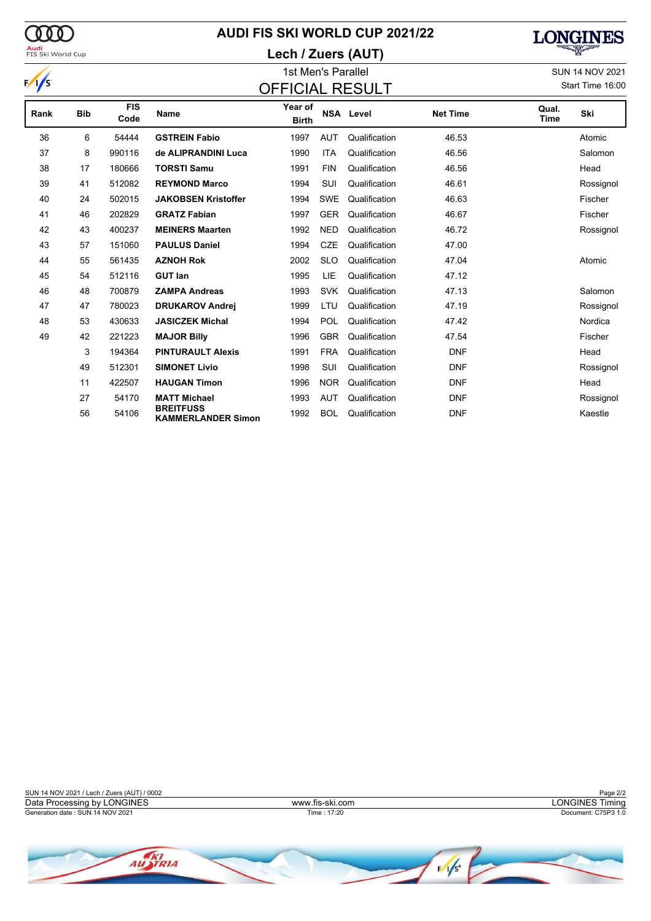# AUDI FIS SKI WORLD CUP 2021/22

## Lech / Zuers (AUT)

1st Men's Parallel

SUN 14 NOV 2021

Start Time 16:00

## OFFICIAL RESULT

| Rank | Bib | FIS Code | Name | Year of Birth | NSA | Level | Net Time | Qual. Time | Ski |
|---|---|---|---|---|---|---|---|---|---|
| 36 | 6 | 54444 | **GSTREIN Fabio** | 1997 | AUT | Qualification | 46.53 | | Atomic |
| 37 | 8 | 990116 | **de ALIPRANDINI Luca** | 1990 | ITA | Qualification | 46.56 | | Salomon |
| 38 | 17 | 180666 | **TORSTI Samu** | 1991 | FIN | Qualification | 46.56 | | Head |
| 39 | 41 | 512082 | **REYMOND Marco** | 1994 | SUI | Qualification | 46.61 | | Rossignol |
| 40 | 24 | 502015 | **JAKOBSEN Kristoffer** | 1994 | SWE | Qualification | 46.63 | | Fischer |
| 41 | 46 | 202829 | **GRATZ Fabian** | 1997 | GER | Qualification | 46.67 | | Fischer |
| 42 | 43 | 400237 | **MEINERS Maarten** | 1992 | NED | Qualification | 46.72 | | Rossignol |
| 43 | 57 | 151060 | **PAULUS Daniel** | 1994 | CZE | Qualification | 47.00 | | |
| 44 | 55 | 561435 | **AZNOH Rok** | 2002 | SLO | Qualification | 47.04 | | Atomic |
| 45 | 54 | 512116 | **GUT Ian** | 1995 | LIE | Qualification | 47.12 | | |
| 46 | 48 | 700879 | **ZAMPA Andreas** | 1993 | SVK | Qualification | 47.13 | | Salomon |
| 47 | 47 | 780023 | **DRUKAROV Andrej** | 1999 | LTU | Qualification | 47.19 | | Rossignol |
| 48 | 53 | 430633 | **JASICZEK Michal** | 1994 | POL | Qualification | 47.42 | | Nordica |
| 49 | 42 | 221223 | **MAJOR Billy** | 1996 | GBR | Qualification | 47.54 | | Fischer |
| | 3 | 194364 | **PINTURAULT Alexis** | 1991 | FRA | Qualification | DNF | | Head |
| | 49 | 512301 | **SIMONET Livio** | 1998 | SUI | Qualification | DNF | | Rossignol |
| | 11 | 422507 | **HAUGAN Timon** | 1996 | NOR | Qualification | DNF | | Head |
| | 27 | 54170 | **MATT Michael** | 1993 | AUT | Qualification | DNF | | Rossignol |
| | 56 | 54106 | **BREITFUSS KAMMERLANDER Simon** | 1992 | BOL | Qualification | DNF | | Kaestle |

SUN 14 NOV 2021 / Lech / Zuers (AUT) / 0002

Data Processing by LONGINES — www.fis-ski.com — LONGINES Timing

Generation date : SUN 14 NOV 2021 — Time : 17:20 — Document: C75P3 1.0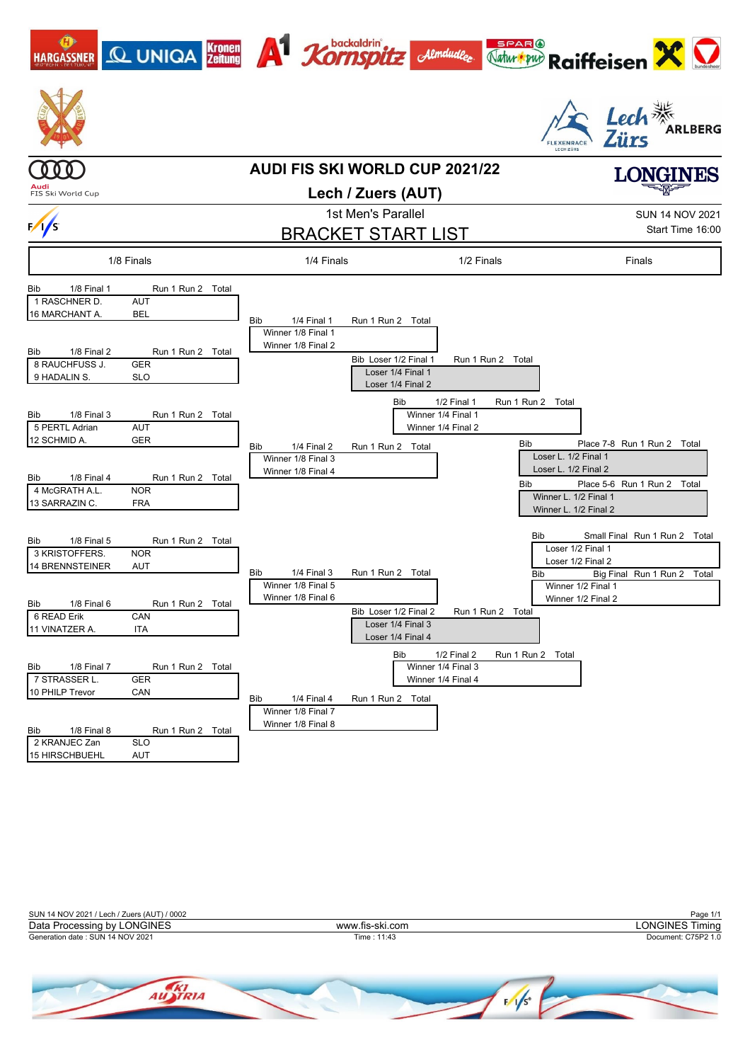# AUDI FIS SKI WORLD CUP 2021/22

## Lech / Zuers (AUT)

### 1st Men's Parallel

## BRACKET START LIST

SUN 14 NOV 2021
Start Time 16:00

### 1/8 Finals

| Bib | 1/8 Final 1 | | Run 1 | Run 2 | Total |
|---|---|---|---|---|---|
| 1 | RASCHNER D. | AUT | | | |
| 16 | MARCHANT A. | BEL | | | |

| Bib | 1/8 Final 2 | | Run 1 | Run 2 | Total |
|---|---|---|---|---|---|
| 8 | RAUCHFUSS J. | GER | | | |
| 9 | HADALIN S. | SLO | | | |

| Bib | 1/8 Final 3 | | Run 1 | Run 2 | Total |
|---|---|---|---|---|---|
| 5 | PERTL Adrian | AUT | | | |
| 12 | SCHMID A. | GER | | | |

| Bib | 1/8 Final 4 | | Run 1 | Run 2 | Total |
|---|---|---|---|---|---|
| 4 | McGRATH A.L. | NOR | | | |
| 13 | SARRAZIN C. | FRA | | | |

| Bib | 1/8 Final 5 | | Run 1 | Run 2 | Total |
|---|---|---|---|---|---|
| 3 | KRISTOFFERS. | NOR | | | |
| 14 | BRENNSTEINER | AUT | | | |

| Bib | 1/8 Final 6 | | Run 1 | Run 2 | Total |
|---|---|---|---|---|---|
| 6 | READ Erik | CAN | | | |
| 11 | VINATZER A. | ITA | | | |

| Bib | 1/8 Final 7 | | Run 1 | Run 2 | Total |
|---|---|---|---|---|---|
| 7 | STRASSER L. | GER | | | |
| 10 | PHILP Trevor | CAN | | | |

| Bib | 1/8 Final 8 | | Run 1 | Run 2 | Total |
|---|---|---|---|---|---|
| 2 | KRANJEC Zan | SLO | | | |
| 15 | HIRSCHBUEHL | AUT | | | |

### 1/4 Finals

| Bib | 1/4 Final 1 | Run 1 | Run 2 | Total |
|---|---|---|---|---|
| | Winner 1/8 Final 1 | | | |
| | Winner 1/8 Final 2 | | | |

| Bib | 1/4 Final 2 | Run 1 | Run 2 | Total |
|---|---|---|---|---|
| | Winner 1/8 Final 3 | | | |
| | Winner 1/8 Final 4 | | | |

| Bib | 1/4 Final 3 | Run 1 | Run 2 | Total |
|---|---|---|---|---|
| | Winner 1/8 Final 5 | | | |
| | Winner 1/8 Final 6 | | | |

| Bib | 1/4 Final 4 | Run 1 | Run 2 | Total |
|---|---|---|---|---|
| | Winner 1/8 Final 7 | | | |
| | Winner 1/8 Final 8 | | | |

### 1/2 Finals

| Bib | Loser 1/2 Final 1 | Run 1 | Run 2 | Total |
|---|---|---|---|---|
| | Loser 1/4 Final 1 | | | |
| | Loser 1/4 Final 2 | | | |

| Bib | 1/2 Final 1 | Run 1 | Run 2 | Total |
|---|---|---|---|---|
| | Winner 1/4 Final 1 | | | |
| | Winner 1/4 Final 2 | | | |

| Bib | Loser 1/2 Final 2 | Run 1 | Run 2 | Total |
|---|---|---|---|---|
| | Loser 1/4 Final 3 | | | |
| | Loser 1/4 Final 4 | | | |

| Bib | 1/2 Final 2 | Run 1 | Run 2 | Total |
|---|---|---|---|---|
| | Winner 1/4 Final 3 | | | |
| | Winner 1/4 Final 4 | | | |

### Finals

| Bib | Place 7-8 | Run 1 | Run 2 | Total |
|---|---|---|---|---|
| | Loser L. 1/2 Final 1 | | | |
| | Loser L. 1/2 Final 2 | | | |

| Bib | Place 5-6 | Run 1 | Run 2 | Total |
|---|---|---|---|---|
| | Winner L. 1/2 Final 1 | | | |
| | Winner L. 1/2 Final 2 | | | |

| Bib | Small Final | Run 1 | Run 2 | Total |
|---|---|---|---|---|
| | Loser 1/2 Final 1 | | | |
| | Loser 1/2 Final 2 | | | |

| Bib | Big Final | Run 1 | Run 2 | Total |
|---|---|---|---|---|
| | Winner 1/2 Final 1 | | | |
| | Winner 1/2 Final 2 | | | |

SUN 14 NOV 2021 / Lech / Zuers (AUT) / 0002
Data Processing by LONGINES
Generation date : SUN 14 NOV 2021
www.fis-ski.com
Time : 11:43
LONGINES Timing
Document: C75P2 1.0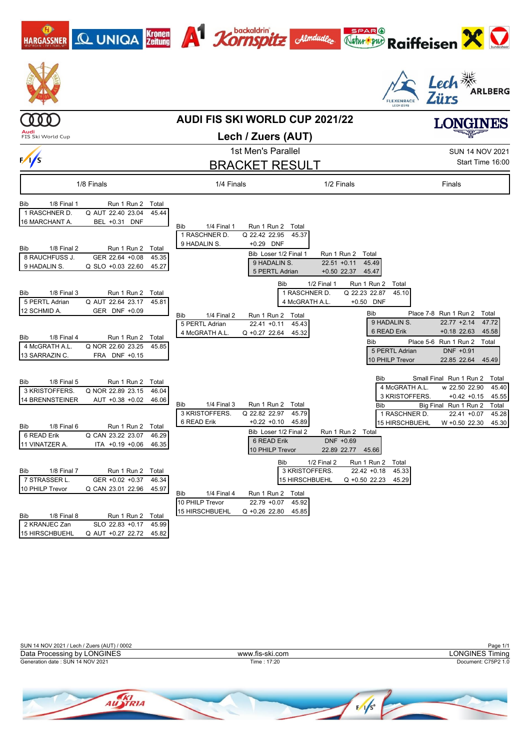# AUDI FIS SKI WORLD CUP 2021/22

## Lech / Zuers (AUT)

### 1st Men's Parallel

### BRACKET RESULT

SUN 14 NOV 2021
Start Time 16:00

## 1/8 Finals

| Bib | 1/8 Final 1 | | Run 1 | Run 2 | Total |
|---|---|---|---|---|---|
| 1 | RASCHNER D. | Q AUT | 22.40 | 23.04 | 45.44 |
| 16 | MARCHANT A. | BEL | +0.31 | DNF | |

| Bib | 1/8 Final 2 | | Run 1 | Run 2 | Total |
|---|---|---|---|---|---|
| 8 | RAUCHFUSS J. | GER | 22.64 | +0.08 | 45.35 |
| 9 | HADALIN S. | Q SLO | +0.03 | 22.60 | 45.27 |

| Bib | 1/8 Final 3 | | Run 1 | Run 2 | Total |
|---|---|---|---|---|---|
| 5 | PERTL Adrian | Q AUT | 22.64 | 23.17 | 45.81 |
| 12 | SCHMID A. | GER | DNF | +0.09 | |

| Bib | 1/8 Final 4 | | Run 1 | Run 2 | Total |
|---|---|---|---|---|---|
| 4 | McGRATH A.L. | Q NOR | 22.60 | 23.25 | 45.85 |
| 13 | SARRAZIN C. | FRA | DNF | +0.15 | |

| Bib | 1/8 Final 5 | | Run 1 | Run 2 | Total |
|---|---|---|---|---|---|
| 3 | KRISTOFFERS. | Q NOR | 22.89 | 23.15 | 46.04 |
| 14 | BRENNSTEINER | AUT | +0.38 | +0.02 | 46.06 |

| Bib | 1/8 Final 6 | | Run 1 | Run 2 | Total |
|---|---|---|---|---|---|
| 6 | READ Erik | Q CAN | 23.22 | 23.07 | 46.29 |
| 11 | VINATZER A. | ITA | +0.19 | +0.06 | 46.35 |

| Bib | 1/8 Final 7 | | Run 1 | Run 2 | Total |
|---|---|---|---|---|---|
| 7 | STRASSER L. | GER | +0.02 | +0.37 | 46.34 |
| 10 | PHILP Trevor | Q CAN | 23.01 | 22.96 | 45.97 |

| Bib | 1/8 Final 8 | | Run 1 | Run 2 | Total |
|---|---|---|---|---|---|
| 2 | KRANJEC Zan | SLO | 22.83 | +0.17 | 45.99 |
| 15 | HIRSCHBUEHL | Q AUT | +0.27 | 22.72 | 45.82 |

## 1/4 Finals

| Bib | 1/4 Final 1 | Run 1 | Run 2 | Total |
|---|---|---|---|---|
| 1 | RASCHNER D. | Q 22.42 | 22.95 | 45.37 |
| 9 | HADALIN S. | +0.29 | DNF | |

| Bib | 1/4 Final 2 | Run 1 | Run 2 | Total |
|---|---|---|---|---|
| 5 | PERTL Adrian | 22.41 | +0.11 | 45.43 |
| 4 | McGRATH A.L. | Q +0.27 | 22.64 | 45.32 |

| Bib | 1/4 Final 3 | Run 1 | Run 2 | Total |
|---|---|---|---|---|
| 3 | KRISTOFFERS. | Q 22.82 | 22.97 | 45.79 |
| 6 | READ Erik | +0.22 | +0.10 | 45.89 |

| Bib | 1/4 Final 4 | Run 1 | Run 2 | Total |
|---|---|---|---|---|
| 10 | PHILP Trevor | 22.79 | +0.07 | 45.92 |
| 15 | HIRSCHBUEHL | Q +0.26 | 22.80 | 45.85 |

## 1/2 Finals

| Bib | Loser 1/2 Final 1 | Run 1 | Run 2 | Total |
|---|---|---|---|---|
| 9 | HADALIN S. | 22.51 | +0.11 | 45.49 |
| 5 | PERTL Adrian | +0.50 | 22.37 | 45.47 |

| Bib | 1/2 Final 1 | Run 1 | Run 2 | Total |
|---|---|---|---|---|
| 1 | RASCHNER D. | Q 22.23 | 22.87 | 45.10 |
| 4 | McGRATH A.L. | +0.50 | DNF | |

| Bib | Loser 1/2 Final 2 | Run 1 | Run 2 | Total |
|---|---|---|---|---|
| 6 | READ Erik | DNF | +0.69 | |
| 10 | PHILP Trevor | 22.89 | 22.77 | 45.66 |

| Bib | 1/2 Final 2 | Run 1 | Run 2 | Total |
|---|---|---|---|---|
| 3 | KRISTOFFERS. | 22.42 | +0.18 | 45.33 |
| 15 | HIRSCHBUEHL | Q +0.50 | 22.23 | 45.29 |

## Finals

| Bib | Place 7-8 | Run 1 | Run 2 | Total |
|---|---|---|---|---|
| 9 | HADALIN S. | 22.77 | +2.14 | 47.72 |
| 6 | READ Erik | +0.18 | 22.63 | 45.58 |

| Bib | Place 5-6 | Run 1 | Run 2 | Total |
|---|---|---|---|---|
| 5 | PERTL Adrian | DNF | +0.91 | |
| 10 | PHILP Trevor | 22.85 | 22.64 | 45.49 |

| Bib | Small Final | Run 1 | Run 2 | Total |
|---|---|---|---|---|
| 4 | McGRATH A.L. | w 22.50 | 22.90 | 45.40 |
| 3 | KRISTOFFERS. | +0.42 | +0.15 | 45.55 |

| Bib | Big Final | Run 1 | Run 2 | Total |
|---|---|---|---|---|
| 1 | RASCHNER D. | 22.41 | +0.07 | 45.28 |
| 15 | HIRSCHBUEHL | W +0.50 | 22.30 | 45.30 |

SUN 14 NOV 2021 / Lech / Zuers (AUT) / 0002
Data Processing by LONGINES — www.fis-ski.com — LONGINES Timing
Generation date : SUN 14 NOV 2021 — Time : 17:20 — Document: C75P2 1.0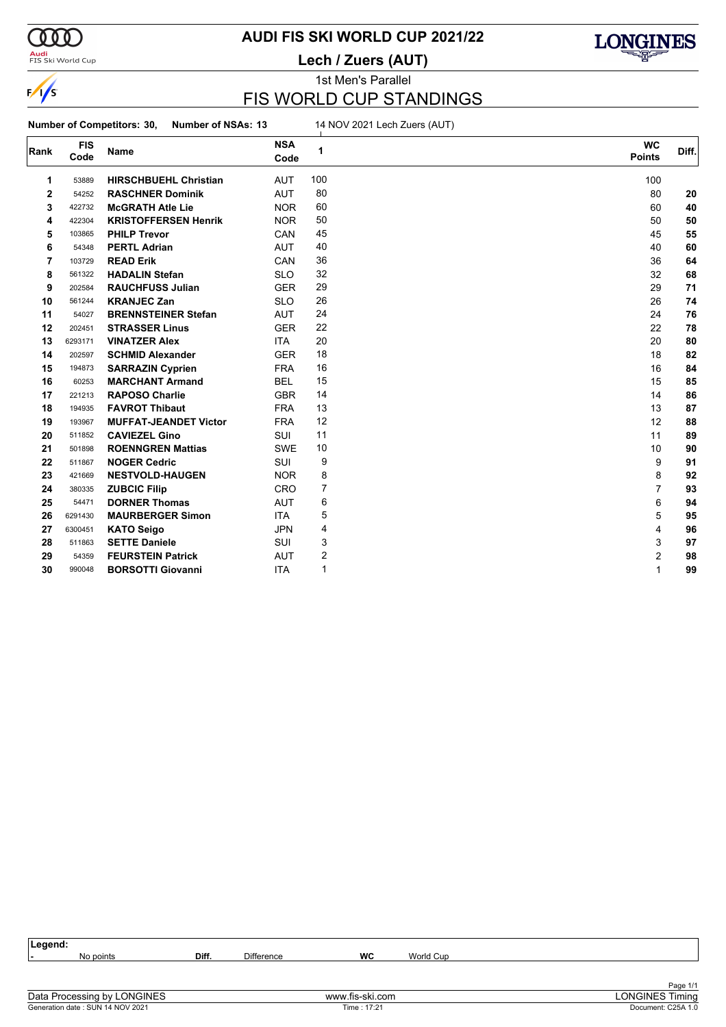# AUDI FIS SKI WORLD CUP 2021/22

## Lech / Zuers (AUT)

1st Men's Parallel

## FIS WORLD CUP STANDINGS

**Number of Competitors: 30, Number of NSAs: 13** 14 NOV 2021 Lech Zuers (AUT)

| Rank | FIS Code | Name | NSA Code | 1 | WC Points | Diff. |
|---|---|---|---|---|---|---|
| 1 | 53889 | **HIRSCHBUEHL Christian** | AUT | 100 | 100 | |
| 2 | 54252 | **RASCHNER Dominik** | AUT | 80 | 80 | **20** |
| 3 | 422732 | **McGRATH Atle Lie** | NOR | 60 | 60 | **40** |
| 4 | 422304 | **KRISTOFFERSEN Henrik** | NOR | 50 | 50 | **50** |
| 5 | 103865 | **PHILP Trevor** | CAN | 45 | 45 | **55** |
| 6 | 54348 | **PERTL Adrian** | AUT | 40 | 40 | **60** |
| 7 | 103729 | **READ Erik** | CAN | 36 | 36 | **64** |
| 8 | 561322 | **HADALIN Stefan** | SLO | 32 | 32 | **68** |
| 9 | 202584 | **RAUCHFUSS Julian** | GER | 29 | 29 | **71** |
| 10 | 561244 | **KRANJEC Zan** | SLO | 26 | 26 | **74** |
| 11 | 54027 | **BRENNSTEINER Stefan** | AUT | 24 | 24 | **76** |
| 12 | 202451 | **STRASSER Linus** | GER | 22 | 22 | **78** |
| 13 | 6293171 | **VINATZER Alex** | ITA | 20 | 20 | **80** |
| 14 | 202597 | **SCHMID Alexander** | GER | 18 | 18 | **82** |
| 15 | 194873 | **SARRAZIN Cyprien** | FRA | 16 | 16 | **84** |
| 16 | 60253 | **MARCHANT Armand** | BEL | 15 | 15 | **85** |
| 17 | 221213 | **RAPOSO Charlie** | GBR | 14 | 14 | **86** |
| 18 | 194935 | **FAVROT Thibaut** | FRA | 13 | 13 | **87** |
| 19 | 193967 | **MUFFAT-JEANDET Victor** | FRA | 12 | 12 | **88** |
| 20 | 511852 | **CAVIEZEL Gino** | SUI | 11 | 11 | **89** |
| 21 | 501898 | **ROENNGREN Mattias** | SWE | 10 | 10 | **90** |
| 22 | 511867 | **NOGER Cedric** | SUI | 9 | 9 | **91** |
| 23 | 421669 | **NESTVOLD-HAUGEN** | NOR | 8 | 8 | **92** |
| 24 | 380335 | **ZUBCIC Filip** | CRO | 7 | 7 | **93** |
| 25 | 54471 | **DORNER Thomas** | AUT | 6 | 6 | **94** |
| 26 | 6291430 | **MAURBERGER Simon** | ITA | 5 | 5 | **95** |
| 27 | 6300451 | **KATO Seigo** | JPN | 4 | 4 | **96** |
| 28 | 511863 | **SETTE Daniele** | SUI | 3 | 3 | **97** |
| 29 | 54359 | **FEURSTEIN Patrick** | AUT | 2 | 2 | **98** |
| 30 | 990048 | **BORSOTTI Giovanni** | ITA | 1 | 1 | **99** |

| Legend: | | | | | |
|---|---|---|---|---|---|
| - | No points | **Diff.** | Difference | **WC** | World Cup |

Data Processing by LONGINES — www.fis-ski.com — LONGINES Timing

Generation date : SUN 14 NOV 2021 — Time : 17:21 — Document: C25A 1.0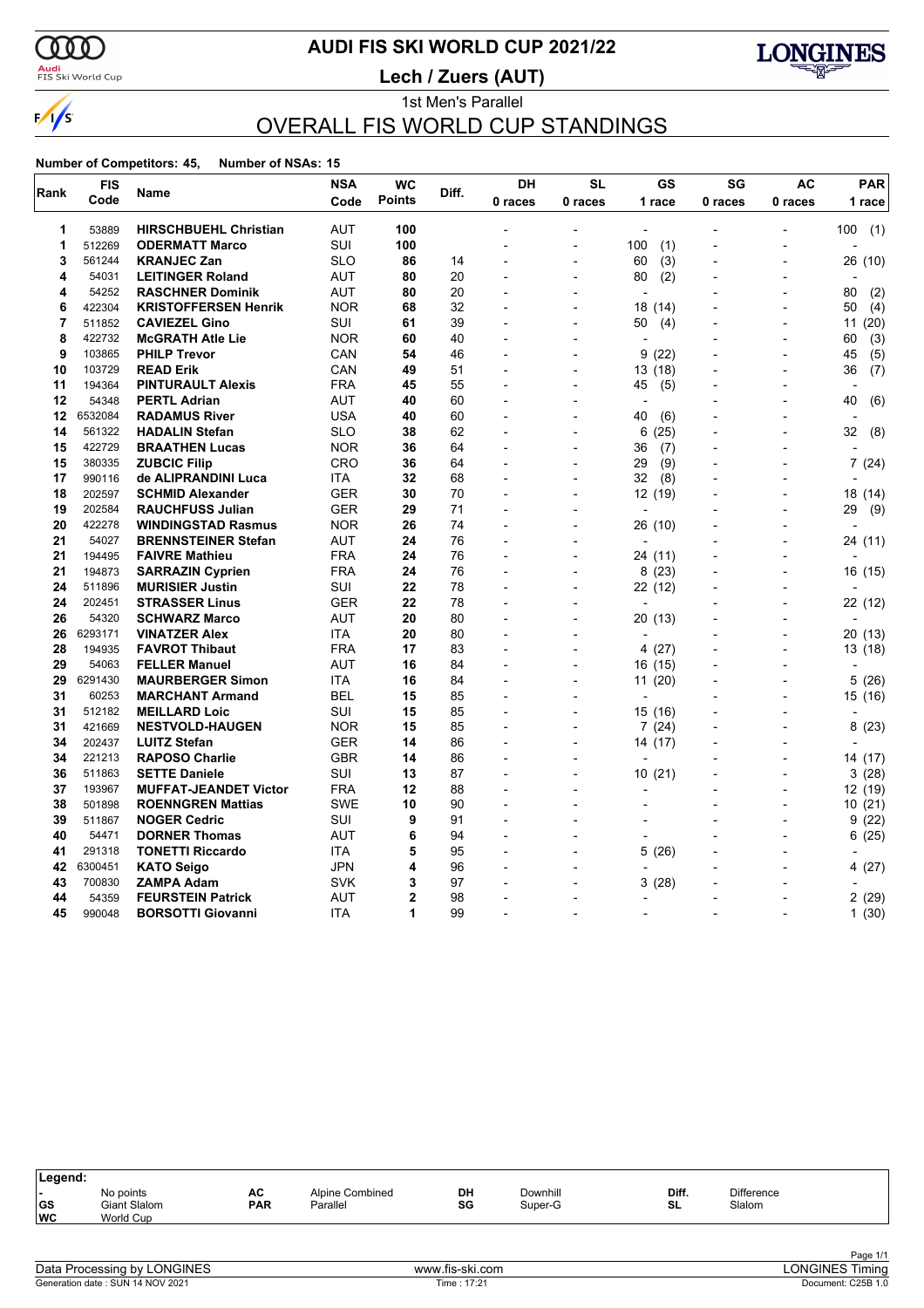# AUDI FIS SKI WORLD CUP 2021/22

## Lech / Zuers (AUT)

### 1st Men's Parallel

## OVERALL FIS WORLD CUP STANDINGS

**Number of Competitors: 45, Number of NSAs: 15**

| Rank | FIS Code | Name | NSA Code | WC Points | Diff. | DH 0 races | SL 0 races | GS 1 race | SG 0 races | AC 0 races | PAR 1 race |
|---|---|---|---|---|---|---|---|---|---|---|---|
| 1 | 53889 | **HIRSCHBUEHL Christian** | AUT | **100** | | - | - | - | - | - | 100 (1) |
| 1 | 512269 | **ODERMATT Marco** | SUI | **100** | | - | - | 100 (1) | - | - | - |
| 3 | 561244 | **KRANJEC Zan** | SLO | **86** | 14 | - | - | 60 (3) | - | - | 26 (10) |
| 4 | 54031 | **LEITINGER Roland** | AUT | **80** | 20 | - | - | 80 (2) | - | - | - |
| 4 | 54252 | **RASCHNER Dominik** | AUT | **80** | 20 | - | - | - | - | - | 80 (2) |
| 6 | 422304 | **KRISTOFFERSEN Henrik** | NOR | **68** | 32 | - | - | 18 (14) | - | - | 50 (4) |
| 7 | 511852 | **CAVIEZEL Gino** | SUI | **61** | 39 | - | - | 50 (4) | - | - | 11 (20) |
| 8 | 422732 | **McGRATH Atle Lie** | NOR | **60** | 40 | - | - | - | - | - | 60 (3) |
| 9 | 103865 | **PHILP Trevor** | CAN | **54** | 46 | - | - | 9 (22) | - | - | 45 (5) |
| 10 | 103729 | **READ Erik** | CAN | **49** | 51 | - | - | 13 (18) | - | - | 36 (7) |
| 11 | 194364 | **PINTURAULT Alexis** | FRA | **45** | 55 | - | - | 45 (5) | - | - | - |
| 12 | 54348 | **PERTL Adrian** | AUT | **40** | 60 | - | - | - | - | - | 40 (6) |
| 12 | 6532084 | **RADAMUS River** | USA | **40** | 60 | - | - | 40 (6) | - | - | - |
| 14 | 561322 | **HADALIN Stefan** | SLO | **38** | 62 | - | - | 6 (25) | - | - | 32 (8) |
| 15 | 422729 | **BRAATHEN Lucas** | NOR | **36** | 64 | - | - | 36 (7) | - | - | - |
| 15 | 380335 | **ZUBCIC Filip** | CRO | **36** | 64 | - | - | 29 (9) | - | - | 7 (24) |
| 17 | 990116 | **de ALIPRANDINI Luca** | ITA | **32** | 68 | - | - | 32 (8) | - | - | - |
| 18 | 202597 | **SCHMID Alexander** | GER | **30** | 70 | - | - | 12 (19) | - | - | 18 (14) |
| 19 | 202584 | **RAUCHFUSS Julian** | GER | **29** | 71 | - | - | - | - | - | 29 (9) |
| 20 | 422278 | **WINDINGSTAD Rasmus** | NOR | **26** | 74 | - | - | 26 (10) | - | - | - |
| 21 | 54027 | **BRENNSTEINER Stefan** | AUT | **24** | 76 | - | - | - | - | - | 24 (11) |
| 21 | 194495 | **FAIVRE Mathieu** | FRA | **24** | 76 | - | - | 24 (11) | - | - | - |
| 21 | 194873 | **SARRAZIN Cyprien** | FRA | **24** | 76 | - | - | 8 (23) | - | - | 16 (15) |
| 24 | 511896 | **MURISIER Justin** | SUI | **22** | 78 | - | - | 22 (12) | - | - | - |
| 24 | 202451 | **STRASSER Linus** | GER | **22** | 78 | - | - | - | - | - | 22 (12) |
| 26 | 54320 | **SCHWARZ Marco** | AUT | **20** | 80 | - | - | 20 (13) | - | - | - |
| 26 | 6293171 | **VINATZER Alex** | ITA | **20** | 80 | - | - | - | - | - | 20 (13) |
| 28 | 194935 | **FAVROT Thibaut** | FRA | **17** | 83 | - | - | 4 (27) | - | - | 13 (18) |
| 29 | 54063 | **FELLER Manuel** | AUT | **16** | 84 | - | - | 16 (15) | - | - | - |
| 29 | 6291430 | **MAURBERGER Simon** | ITA | **16** | 84 | - | - | 11 (20) | - | - | 5 (26) |
| 31 | 60253 | **MARCHANT Armand** | BEL | **15** | 85 | - | - | - | - | - | 15 (16) |
| 31 | 512182 | **MEILLARD Loic** | SUI | **15** | 85 | - | - | 15 (16) | - | - | - |
| 31 | 421669 | **NESTVOLD-HAUGEN** | NOR | **15** | 85 | - | - | 7 (24) | - | - | 8 (23) |
| 34 | 202437 | **LUITZ Stefan** | GER | **14** | 86 | - | - | 14 (17) | - | - | - |
| 34 | 221213 | **RAPOSO Charlie** | GBR | **14** | 86 | - | - | - | - | - | 14 (17) |
| 36 | 511863 | **SETTE Daniele** | SUI | **13** | 87 | - | - | 10 (21) | - | - | 3 (28) |
| 37 | 193967 | **MUFFAT-JEANDET Victor** | FRA | **12** | 88 | - | - | - | - | - | 12 (19) |
| 38 | 501898 | **ROENNGREN Mattias** | SWE | **10** | 90 | - | - | - | - | - | 10 (21) |
| 39 | 511867 | **NOGER Cedric** | SUI | **9** | 91 | - | - | - | - | - | 9 (22) |
| 40 | 54471 | **DORNER Thomas** | AUT | **6** | 94 | - | - | - | - | - | 6 (25) |
| 41 | 291318 | **TONETTI Riccardo** | ITA | **5** | 95 | - | - | 5 (26) | - | - | - |
| 42 | 6300451 | **KATO Seigo** | JPN | **4** | 96 | - | - | - | - | - | 4 (27) |
| 43 | 700830 | **ZAMPA Adam** | SVK | **3** | 97 | - | - | 3 (28) | - | - | - |
| 44 | 54359 | **FEURSTEIN Patrick** | AUT | **2** | 98 | - | - | - | - | - | 2 (29) |
| 45 | 990048 | **BORSOTTI Giovanni** | ITA | **1** | 99 | - | - | - | - | - | 1 (30) |

**Legend:**

| | | | | | | | |
|---|---|---|---|---|---|---|---|
| - | No points | AC | Alpine Combined | DH | Downhill | Diff. | Difference |
| GS | Giant Slalom | PAR | Parallel | SG | Super-G | SL | Slalom |
| WC | World Cup | | | | | | |

Data Processing by LONGINES — www.fis-ski.com — LONGINES Timing

Generation date : SUN 14 NOV 2021 — Time : 17:21 — Document: C25B 1.0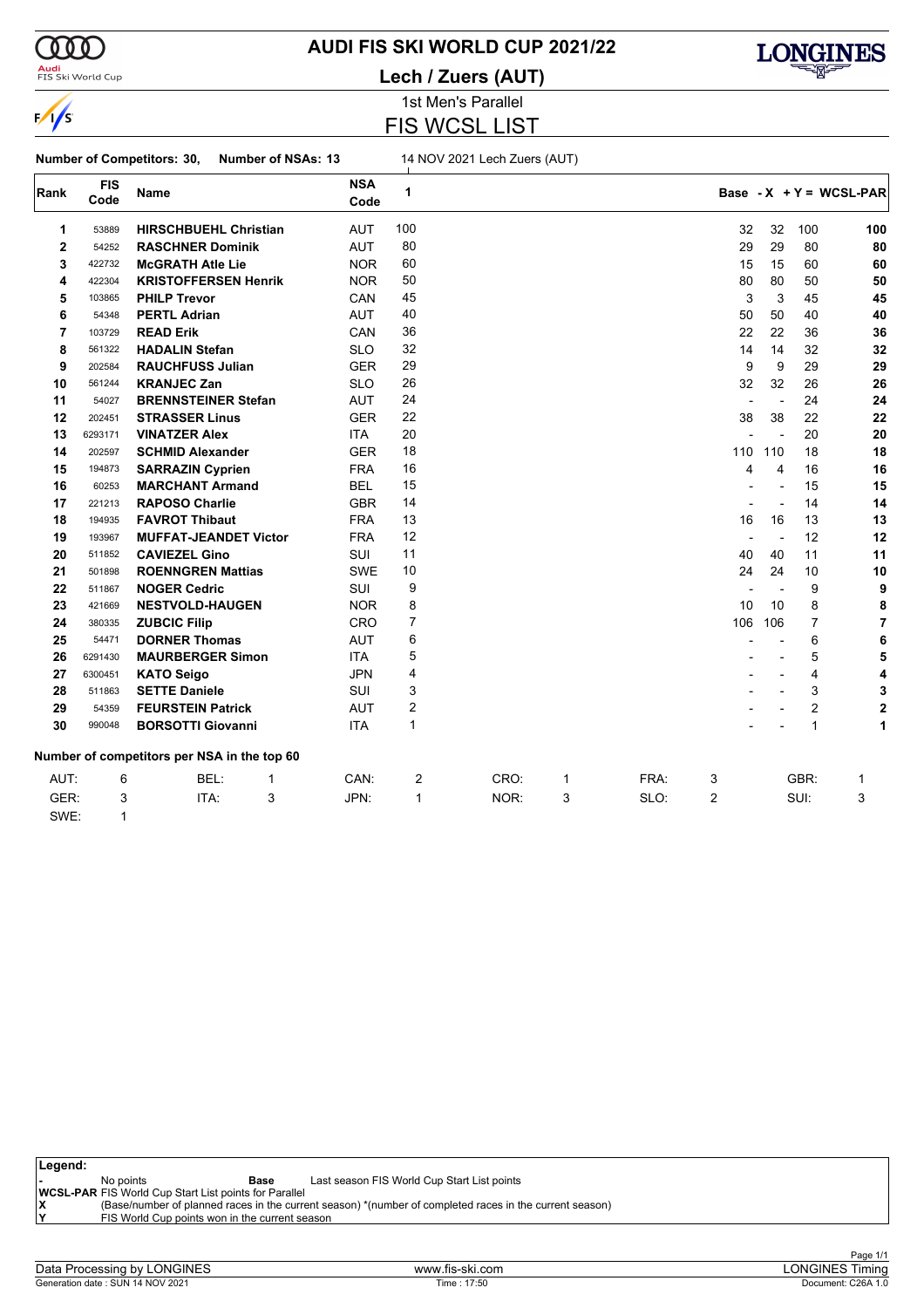# AUDI FIS SKI WORLD CUP 2021/22

## Lech / Zuers (AUT)

### 1st Men's Parallel

## FIS WCSL LIST

**Number of Competitors: 30, Number of NSAs: 13** 14 NOV 2021 Lech Zuers (AUT)

| Rank | FIS Code | Name | NSA Code | 1 | Base | - X | + Y = | WCSL-PAR |
|---|---|---|---|---|---|---|---|---|
| 1 | 53889 | **HIRSCHBUEHL Christian** | AUT | 100 | 32 | 32 | 100 | **100** |
| 2 | 54252 | **RASCHNER Dominik** | AUT | 80 | 29 | 29 | 80 | **80** |
| 3 | 422732 | **McGRATH Atle Lie** | NOR | 60 | 15 | 15 | 60 | **60** |
| 4 | 422304 | **KRISTOFFERSEN Henrik** | NOR | 50 | 80 | 80 | 50 | **50** |
| 5 | 103865 | **PHILP Trevor** | CAN | 45 | 3 | 3 | 45 | **45** |
| 6 | 54348 | **PERTL Adrian** | AUT | 40 | 50 | 50 | 40 | **40** |
| 7 | 103729 | **READ Erik** | CAN | 36 | 22 | 22 | 36 | **36** |
| 8 | 561322 | **HADALIN Stefan** | SLO | 32 | 14 | 14 | 32 | **32** |
| 9 | 202584 | **RAUCHFUSS Julian** | GER | 29 | 9 | 9 | 29 | **29** |
| 10 | 561244 | **KRANJEC Zan** | SLO | 26 | 32 | 32 | 26 | **26** |
| 11 | 54027 | **BRENNSTEINER Stefan** | AUT | 24 | - | - | 24 | **24** |
| 12 | 202451 | **STRASSER Linus** | GER | 22 | 38 | 38 | 22 | **22** |
| 13 | 6293171 | **VINATZER Alex** | ITA | 20 | - | - | 20 | **20** |
| 14 | 202597 | **SCHMID Alexander** | GER | 18 | 110 | 110 | 18 | **18** |
| 15 | 194873 | **SARRAZIN Cyprien** | FRA | 16 | 4 | 4 | 16 | **16** |
| 16 | 60253 | **MARCHANT Armand** | BEL | 15 | - | - | 15 | **15** |
| 17 | 221213 | **RAPOSO Charlie** | GBR | 14 | - | - | 14 | **14** |
| 18 | 194935 | **FAVROT Thibaut** | FRA | 13 | 16 | 16 | 13 | **13** |
| 19 | 193967 | **MUFFAT-JEANDET Victor** | FRA | 12 | - | - | 12 | **12** |
| 20 | 511852 | **CAVIEZEL Gino** | SUI | 11 | 40 | 40 | 11 | **11** |
| 21 | 501898 | **ROENNGREN Mattias** | SWE | 10 | 24 | 24 | 10 | **10** |
| 22 | 511867 | **NOGER Cedric** | SUI | 9 | - | - | 9 | **9** |
| 23 | 421669 | **NESTVOLD-HAUGEN** | NOR | 8 | 10 | 10 | 8 | **8** |
| 24 | 380335 | **ZUBCIC Filip** | CRO | 7 | 106 | 106 | 7 | **7** |
| 25 | 54471 | **DORNER Thomas** | AUT | 6 | - | - | 6 | **6** |
| 26 | 6291430 | **MAURBERGER Simon** | ITA | 5 | - | - | 5 | **5** |
| 27 | 6300451 | **KATO Seigo** | JPN | 4 | - | - | 4 | **4** |
| 28 | 511863 | **SETTE Daniele** | SUI | 3 | - | - | 3 | **3** |
| 29 | 54359 | **FEURSTEIN Patrick** | AUT | 2 | - | - | 2 | **2** |
| 30 | 990048 | **BORSOTTI Giovanni** | ITA | 1 | - | - | 1 | **1** |

**Number of competitors per NSA in the top 60**

| | | | | | | | | | | | |
|---|---|---|---|---|---|---|---|---|---|---|---|
| AUT: | 6 | BEL: | 1 | CAN: | 2 | CRO: | 1 | FRA: | 3 | GBR: | 1 |
| GER: | 3 | ITA: | 3 | JPN: | 1 | NOR: | 3 | SLO: | 2 | SUI: | 3 |
| SWE: | 1 | | | | | | | | | | |

**Legend:**

- **-** No points
- **Base** Last season FIS World Cup Start List points
- **WCSL-PAR** FIS World Cup Start List points for Parallel
- **X** (Base/number of planned races in the current season) *(number of completed races in the current season)
- **Y** FIS World Cup points won in the current season

Data Processing by LONGINES | www.fis-ski.com | LONGINES Timing

Generation date : SUN 14 NOV 2021 | Time : 17:50 | Document: C26A 1.0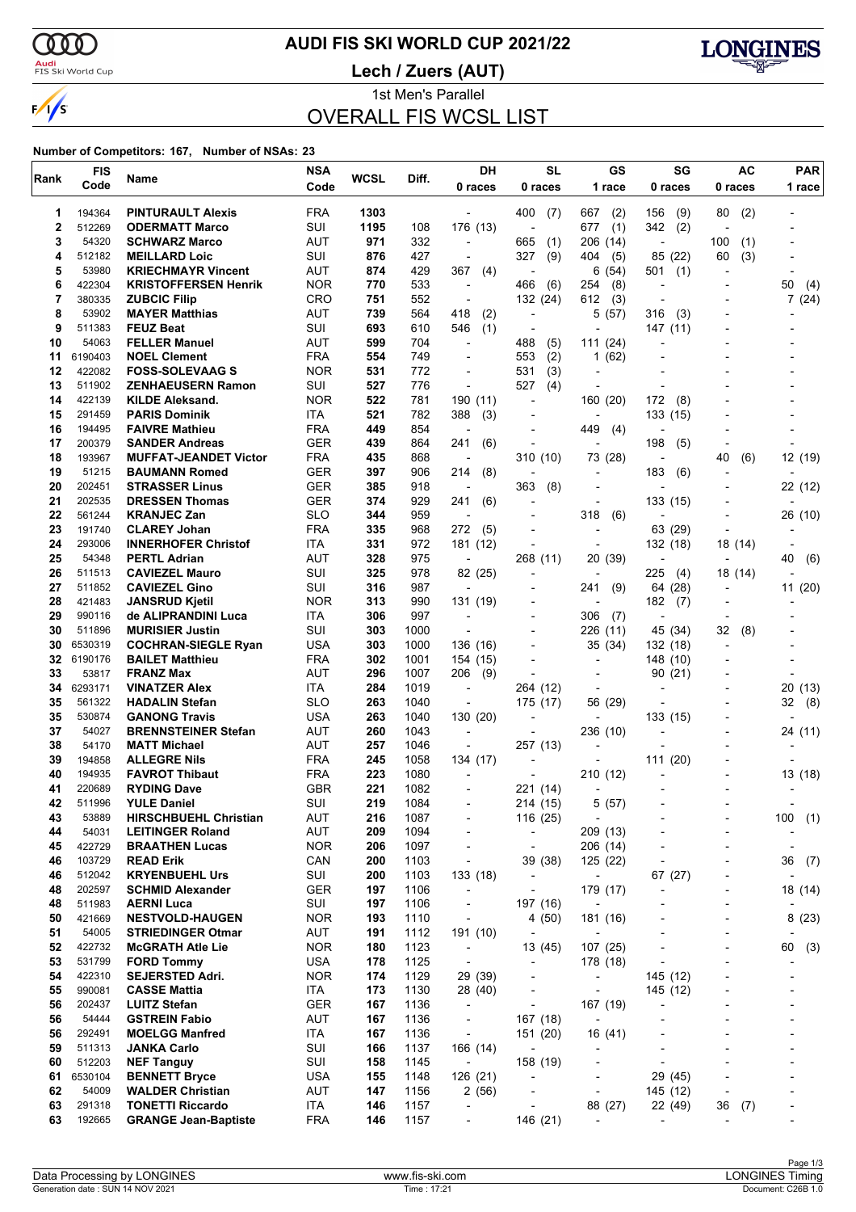# AUDI FIS SKI WORLD CUP 2021/22

**Lech / Zuers (AUT)**

1st Men's Parallel

## OVERALL FIS WCSL LIST

**Number of Competitors: 167, Number of NSAs: 23**

| Rank | FIS Code | Name | NSA Code | WCSL | Diff. | DH 0 races | SL 0 races | GS 1 race | SG 0 races | AC 0 races | PAR 1 race |
|---|---|---|---|---|---|---|---|---|---|---|---|
| 1 | 194364 | **PINTURAULT Alexis** | FRA | **1303** | | - | 400 (7) | 667 (2) | 156 (9) | 80 (2) | - |
| 2 | 512269 | **ODERMATT Marco** | SUI | **1195** | 108 | 176 (13) | - | 677 (1) | 342 (2) | - | - |
| 3 | 54320 | **SCHWARZ Marco** | AUT | **971** | 332 | - | 665 (1) | 206 (14) | - | 100 (1) | - |
| 4 | 512182 | **MEILLARD Loic** | SUI | **876** | 427 | - | 327 (9) | 404 (5) | 85 (22) | 60 (3) | - |
| 5 | 53980 | **KRIECHMAYR Vincent** | AUT | **874** | 429 | 367 (4) | - | 6 (54) | 501 (1) | - | - |
| 6 | 422304 | **KRISTOFFERSEN Henrik** | NOR | **770** | 533 | - | 466 (6) | 254 (8) | - | - | 50 (4) |
| 7 | 380335 | **ZUBCIC Filip** | CRO | **751** | 552 | - | 132 (24) | 612 (3) | - | - | 7 (24) |
| 8 | 53902 | **MAYER Matthias** | AUT | **739** | 564 | 418 (2) | - | 5 (57) | 316 (3) | - | - |
| 9 | 511383 | **FEUZ Beat** | SUI | **693** | 610 | 546 (1) | - | - | 147 (11) | - | - |
| 10 | 54063 | **FELLER Manuel** | AUT | **599** | 704 | - | 488 (5) | 111 (24) | - | - | - |
| 11 | 6190403 | **NOEL Clement** | FRA | **554** | 749 | - | 553 (2) | 1 (62) | - | - | - |
| 12 | 422082 | **FOSS-SOLEVAAG S** | NOR | **531** | 772 | - | 531 (3) | - | - | - | - |
| 13 | 511902 | **ZENHAEUSERN Ramon** | SUI | **527** | 776 | - | 527 (4) | - | - | - | - |
| 14 | 422139 | **KILDE Aleksand.** | NOR | **522** | 781 | 190 (11) | - | 160 (20) | 172 (8) | - | - |
| 15 | 291459 | **PARIS Dominik** | ITA | **521** | 782 | 388 (3) | - | - | 133 (15) | - | - |
| 16 | 194495 | **FAIVRE Mathieu** | FRA | **449** | 854 | - | - | 449 (4) | - | - | - |
| 17 | 200379 | **SANDER Andreas** | GER | **439** | 864 | 241 (6) | - | - | 198 (5) | - | - |
| 18 | 193967 | **MUFFAT-JEANDET Victor** | FRA | **435** | 868 | - | 310 (10) | 73 (28) | - | 40 (6) | 12 (19) |
| 19 | 51215 | **BAUMANN Romed** | GER | **397** | 906 | 214 (8) | - | - | 183 (6) | - | - |
| 20 | 202451 | **STRASSER Linus** | GER | **385** | 918 | - | 363 (8) | - | - | - | 22 (12) |
| 21 | 202535 | **DRESSEN Thomas** | GER | **374** | 929 | 241 (6) | - | - | 133 (15) | - | - |
| 22 | 561244 | **KRANJEC Zan** | SLO | **344** | 959 | - | - | 318 (6) | - | - | 26 (10) |
| 23 | 191740 | **CLAREY Johan** | FRA | **335** | 968 | 272 (5) | - | - | 63 (29) | - | - |
| 24 | 293006 | **INNERHOFER Christof** | ITA | **331** | 972 | 181 (12) | - | - | 132 (18) | 18 (14) | - |
| 25 | 54348 | **PERTL Adrian** | AUT | **328** | 975 | - | 268 (11) | 20 (39) | - | - | 40 (6) |
| 26 | 511513 | **CAVIEZEL Mauro** | SUI | **325** | 978 | 82 (25) | - | - | 225 (4) | 18 (14) | - |
| 27 | 511852 | **CAVIEZEL Gino** | SUI | **316** | 987 | - | - | 241 (9) | 64 (28) | - | 11 (20) |
| 28 | 421483 | **JANSRUD Kjetil** | NOR | **313** | 990 | 131 (19) | - | - | 182 (7) | - | - |
| 29 | 990116 | **de ALIPRANDINI Luca** | ITA | **306** | 997 | - | - | 306 (7) | - | - | - |
| 30 | 511896 | **MURISIER Justin** | SUI | **303** | 1000 | - | - | 226 (11) | 45 (34) | 32 (8) | - |
| 30 | 6530319 | **COCHRAN-SIEGLE Ryan** | USA | **303** | 1000 | 136 (16) | - | 35 (34) | 132 (18) | - | - |
| 32 | 6190176 | **BAILET Matthieu** | FRA | **302** | 1001 | 154 (15) | - | - | 148 (10) | - | - |
| 33 | 53817 | **FRANZ Max** | AUT | **296** | 1007 | 206 (9) | - | - | 90 (21) | - | - |
| 34 | 6293171 | **VINATZER Alex** | ITA | **284** | 1019 | - | 264 (12) | - | - | - | 20 (13) |
| 35 | 561322 | **HADALIN Stefan** | SLO | **263** | 1040 | - | 175 (17) | 56 (29) | - | - | 32 (8) |
| 35 | 530874 | **GANONG Travis** | USA | **263** | 1040 | 130 (20) | - | - | 133 (15) | - | - |
| 37 | 54027 | **BRENNSTEINER Stefan** | AUT | **260** | 1043 | - | - | 236 (10) | - | - | 24 (11) |
| 38 | 54170 | **MATT Michael** | AUT | **257** | 1046 | - | 257 (13) | - | - | - | - |
| 39 | 194858 | **ALLEGRE Nils** | FRA | **245** | 1058 | 134 (17) | - | - | 111 (20) | - | - |
| 40 | 194935 | **FAVROT Thibaut** | FRA | **223** | 1080 | - | - | 210 (12) | - | - | 13 (18) |
| 41 | 220689 | **RYDING Dave** | GBR | **221** | 1082 | - | 221 (14) | - | - | - | - |
| 42 | 511996 | **YULE Daniel** | SUI | **219** | 1084 | - | 214 (15) | 5 (57) | - | - | - |
| 43 | 53889 | **HIRSCHBUEHL Christian** | AUT | **216** | 1087 | - | 116 (25) | - | - | - | 100 (1) |
| 44 | 54031 | **LEITINGER Roland** | AUT | **209** | 1094 | - | - | 209 (13) | - | - | - |
| 45 | 422729 | **BRAATHEN Lucas** | NOR | **206** | 1097 | - | - | 206 (14) | - | - | - |
| 46 | 103729 | **READ Erik** | CAN | **200** | 1103 | - | 39 (38) | 125 (22) | - | - | 36 (7) |
| 46 | 512042 | **KRYENBUEHL Urs** | SUI | **200** | 1103 | 133 (18) | - | - | 67 (27) | - | - |
| 48 | 202597 | **SCHMID Alexander** | GER | **197** | 1106 | - | - | 179 (17) | - | - | 18 (14) |
| 48 | 511983 | **AERNI Luca** | SUI | **197** | 1106 | - | 197 (16) | - | - | - | - |
| 50 | 421669 | **NESTVOLD-HAUGEN** | NOR | **193** | 1110 | - | 4 (50) | 181 (16) | - | - | 8 (23) |
| 51 | 54005 | **STRIEDINGER Otmar** | AUT | **191** | 1112 | 191 (10) | - | - | - | - | - |
| 52 | 422732 | **McGRATH Atle Lie** | NOR | **180** | 1123 | - | 13 (45) | 107 (25) | - | - | 60 (3) |
| 53 | 531799 | **FORD Tommy** | USA | **178** | 1125 | - | - | 178 (18) | - | - | - |
| 54 | 422310 | **SEJERSTED Adri.** | NOR | **174** | 1129 | 29 (39) | - | - | 145 (12) | - | - |
| 55 | 990081 | **CASSE Mattia** | ITA | **173** | 1130 | 28 (40) | - | - | 145 (12) | - | - |
| 56 | 202437 | **LUITZ Stefan** | GER | **167** | 1136 | - | - | 167 (19) | - | - | - |
| 56 | 54444 | **GSTREIN Fabio** | AUT | **167** | 1136 | - | 167 (18) | - | - | - | - |
| 56 | 292491 | **MOELGG Manfred** | ITA | **167** | 1136 | - | 151 (20) | 16 (41) | - | - | - |
| 59 | 511313 | **JANKA Carlo** | SUI | **166** | 1137 | 166 (14) | - | - | - | - | - |
| 60 | 512203 | **NEF Tanguy** | SUI | **158** | 1145 | - | 158 (19) | - | - | - | - |
| 61 | 6530104 | **BENNETT Bryce** | USA | **155** | 1148 | 126 (21) | - | - | 29 (45) | - | - |
| 62 | 54009 | **WALDER Christian** | AUT | **147** | 1156 | 2 (56) | - | - | 145 (12) | - | - |
| 63 | 291318 | **TONETTI Riccardo** | ITA | **146** | 1157 | - | - | 88 (27) | 22 (49) | 36 (7) | - |
| 63 | 192665 | **GRANGE Jean-Baptiste** | FRA | **146** | 1157 | - | 146 (21) | - | - | - | - |

Data Processing by LONGINES | www.fis-ski.com | LONGINES Timing

Generation date : SUN 14 NOV 2021 | Time : 17:21 | Document: C26B 1.0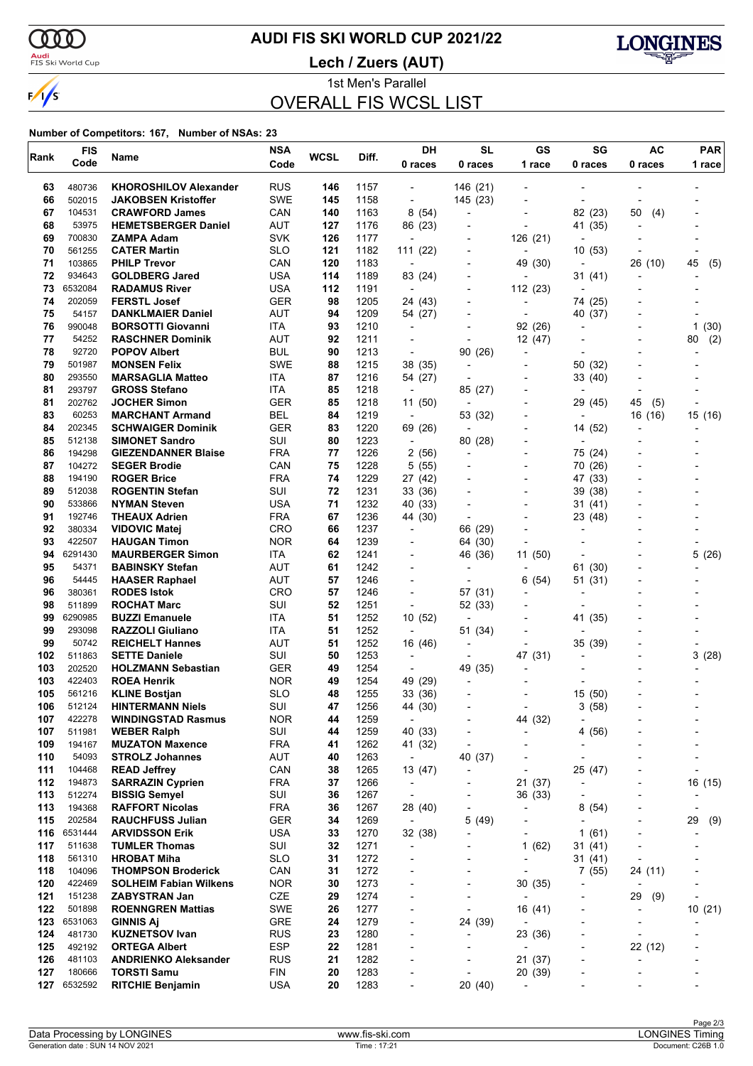# AUDI FIS SKI WORLD CUP 2021/22

**Lech / Zuers (AUT)**

1st Men's Parallel

## OVERALL FIS WCSL LIST

**Number of Competitors: 167, Number of NSAs: 23**

| Rank | FIS Code | Name | NSA Code | WCSL | Diff. | DH 0 races | SL 0 races | GS 1 race | SG 0 races | AC 0 races | PAR 1 race |
|---|---|---|---|---|---|---|---|---|---|---|---|
| 63 | 480736 | **KHOROSHILOV Alexander** | RUS | **146** | 1157 | - | 146 (21) | - | - | - | - |
| 66 | 502015 | **JAKOBSEN Kristoffer** | SWE | **145** | 1158 | - | 145 (23) | - | - | - | - |
| 67 | 104531 | **CRAWFORD James** | CAN | **140** | 1163 | 8 (54) | - | - | 82 (23) | 50 (4) | - |
| 68 | 53975 | **HEMETSBERGER Daniel** | AUT | **127** | 1176 | 86 (23) | - | - | 41 (35) | - | - |
| 69 | 700830 | **ZAMPA Adam** | SVK | **126** | 1177 | - | - | 126 (21) | - | - | - |
| 70 | 561255 | **CATER Martin** | SLO | **121** | 1182 | 111 (22) | - | - | 10 (53) | - | - |
| 71 | 103865 | **PHILP Trevor** | CAN | **120** | 1183 | - | - | 49 (30) | - | 26 (10) | 45 (5) |
| 72 | 934643 | **GOLDBERG Jared** | USA | **114** | 1189 | 83 (24) | - | - | 31 (41) | - | - |
| 73 | 6532084 | **RADAMUS River** | USA | **112** | 1191 | - | - | 112 (23) | - | - | - |
| 74 | 202059 | **FERSTL Josef** | GER | **98** | 1205 | 24 (43) | - | - | 74 (25) | - | - |
| 75 | 54157 | **DANKLMAIER Daniel** | AUT | **94** | 1209 | 54 (27) | - | - | 40 (37) | - | - |
| 76 | 990048 | **BORSOTTI Giovanni** | ITA | **93** | 1210 | - | - | 92 (26) | - | - | 1 (30) |
| 77 | 54252 | **RASCHNER Dominik** | AUT | **92** | 1211 | - | - | 12 (47) | - | - | 80 (2) |
| 78 | 92720 | **POPOV Albert** | BUL | **90** | 1213 | - | 90 (26) | - | - | - | - |
| 79 | 501987 | **MONSEN Felix** | SWE | **88** | 1215 | 38 (35) | - | - | 50 (32) | - | - |
| 80 | 293550 | **MARSAGLIA Matteo** | ITA | **87** | 1216 | 54 (27) | - | - | 33 (40) | - | - |
| 81 | 293797 | **GROSS Stefano** | ITA | **85** | 1218 | - | 85 (27) | - | - | - | - |
| 81 | 202762 | **JOCHER Simon** | GER | **85** | 1218 | 11 (50) | - | - | 29 (45) | 45 (5) | - |
| 83 | 60253 | **MARCHANT Armand** | BEL | **84** | 1219 | - | 53 (32) | - | - | 16 (16) | 15 (16) |
| 84 | 202345 | **SCHWAIGER Dominik** | GER | **83** | 1220 | 69 (26) | - | - | 14 (52) | - | - |
| 85 | 512138 | **SIMONET Sandro** | SUI | **80** | 1223 | - | 80 (28) | - | - | - | - |
| 86 | 194298 | **GIEZENDANNER Blaise** | FRA | **77** | 1226 | 2 (56) | - | - | 75 (24) | - | - |
| 87 | 104272 | **SEGER Brodie** | CAN | **75** | 1228 | 5 (55) | - | - | 70 (26) | - | - |
| 88 | 194190 | **ROGER Brice** | FRA | **74** | 1229 | 27 (42) | - | - | 47 (33) | - | - |
| 89 | 512038 | **ROGENTIN Stefan** | SUI | **72** | 1231 | 33 (36) | - | - | 39 (38) | - | - |
| 90 | 533866 | **NYMAN Steven** | USA | **71** | 1232 | 40 (33) | - | - | 31 (41) | - | - |
| 91 | 192746 | **THEAUX Adrien** | FRA | **67** | 1236 | 44 (30) | - | - | 23 (48) | - | - |
| 92 | 380334 | **VIDOVIC Matej** | CRO | **66** | 1237 | - | 66 (29) | - | - | - | - |
| 93 | 422507 | **HAUGAN Timon** | NOR | **64** | 1239 | - | 64 (30) | - | - | - | - |
| 94 | 6291430 | **MAURBERGER Simon** | ITA | **62** | 1241 | - | 46 (36) | 11 (50) | - | - | 5 (26) |
| 95 | 54371 | **BABINSKY Stefan** | AUT | **61** | 1242 | - | - | - | 61 (30) | - | - |
| 96 | 54445 | **HAASER Raphael** | AUT | **57** | 1246 | - | - | 6 (54) | 51 (31) | - | - |
| 96 | 380361 | **RODES Istok** | CRO | **57** | 1246 | - | 57 (31) | - | - | - | - |
| 98 | 511899 | **ROCHAT Marc** | SUI | **52** | 1251 | - | 52 (33) | - | - | - | - |
| 99 | 6290985 | **BUZZI Emanuele** | ITA | **51** | 1252 | 10 (52) | - | - | 41 (35) | - | - |
| 99 | 293098 | **RAZZOLI Giuliano** | ITA | **51** | 1252 | - | 51 (34) | - | - | - | - |
| 99 | 50742 | **REICHELT Hannes** | AUT | **51** | 1252 | 16 (46) | - | - | 35 (39) | - | - |
| 102 | 511863 | **SETTE Daniele** | SUI | **50** | 1253 | - | - | 47 (31) | - | - | 3 (28) |
| 103 | 202520 | **HOLZMANN Sebastian** | GER | **49** | 1254 | - | 49 (35) | - | - | - | - |
| 103 | 422403 | **ROEA Henrik** | NOR | **49** | 1254 | 49 (29) | - | - | - | - | - |
| 105 | 561216 | **KLINE Bostjan** | SLO | **48** | 1255 | 33 (36) | - | - | 15 (50) | - | - |
| 106 | 512124 | **HINTERMANN Niels** | SUI | **47** | 1256 | 44 (30) | - | - | 3 (58) | - | - |
| 107 | 422278 | **WINDINGSTAD Rasmus** | NOR | **44** | 1259 | - | - | 44 (32) | - | - | - |
| 107 | 511981 | **WEBER Ralph** | SUI | **44** | 1259 | 40 (33) | - | - | 4 (56) | - | - |
| 109 | 194167 | **MUZATON Maxence** | FRA | **41** | 1262 | 41 (32) | - | - | - | - | - |
| 110 | 54093 | **STROLZ Johannes** | AUT | **40** | 1263 | - | 40 (37) | - | - | - | - |
| 111 | 104468 | **READ Jeffrey** | CAN | **38** | 1265 | 13 (47) | - | - | 25 (47) | - | - |
| 112 | 194873 | **SARRAZIN Cyprien** | FRA | **37** | 1266 | - | - | 21 (37) | - | - | 16 (15) |
| 113 | 512274 | **BISSIG Semyel** | SUI | **36** | 1267 | - | - | 36 (33) | - | - | - |
| 113 | 194368 | **RAFFORT Nicolas** | FRA | **36** | 1267 | 28 (40) | - | - | 8 (54) | - | - |
| 115 | 202584 | **RAUCHFUSS Julian** | GER | **34** | 1269 | - | 5 (49) | - | - | - | 29 (9) |
| 116 | 6531444 | **ARVIDSSON Erik** | USA | **33** | 1270 | 32 (38) | - | - | 1 (61) | - | - |
| 117 | 511638 | **TUMLER Thomas** | SUI | **32** | 1271 | - | - | 1 (62) | 31 (41) | - | - |
| 118 | 561310 | **HROBAT Miha** | SLO | **31** | 1272 | - | - | - | 31 (41) | - | - |
| 118 | 104096 | **THOMPSON Broderick** | CAN | **31** | 1272 | - | - | - | 7 (55) | 24 (11) | - |
| 120 | 422469 | **SOLHEIM Fabian Wilkens** | NOR | **30** | 1273 | - | - | 30 (35) | - | - | - |
| 121 | 151238 | **ZABYSTRAN Jan** | CZE | **29** | 1274 | - | - | - | - | 29 (9) | - |
| 122 | 501898 | **ROENNGREN Mattias** | SWE | **26** | 1277 | - | - | 16 (41) | - | - | 10 (21) |
| 123 | 6531063 | **GINNIS Aj** | GRE | **24** | 1279 | - | 24 (39) | - | - | - | - |
| 124 | 481730 | **KUZNETSOV Ivan** | RUS | **23** | 1280 | - | - | 23 (36) | - | - | - |
| 125 | 492192 | **ORTEGA Albert** | ESP | **22** | 1281 | - | - | - | - | 22 (12) | - |
| 126 | 481103 | **ANDRIENKO Aleksander** | RUS | **21** | 1282 | - | - | 21 (37) | - | - | - |
| 127 | 180666 | **TORSTI Samu** | FIN | **20** | 1283 | - | - | 20 (39) | - | - | - |
| 127 | 6532592 | **RITCHIE Benjamin** | USA | **20** | 1283 | - | 20 (40) | - | - | - | - |

Data Processing by LONGINES | www.fis-ski.com | LONGINES Timing

Generation date : SUN 14 NOV 2021 | Time : 17:21 | Document: C26B 1.0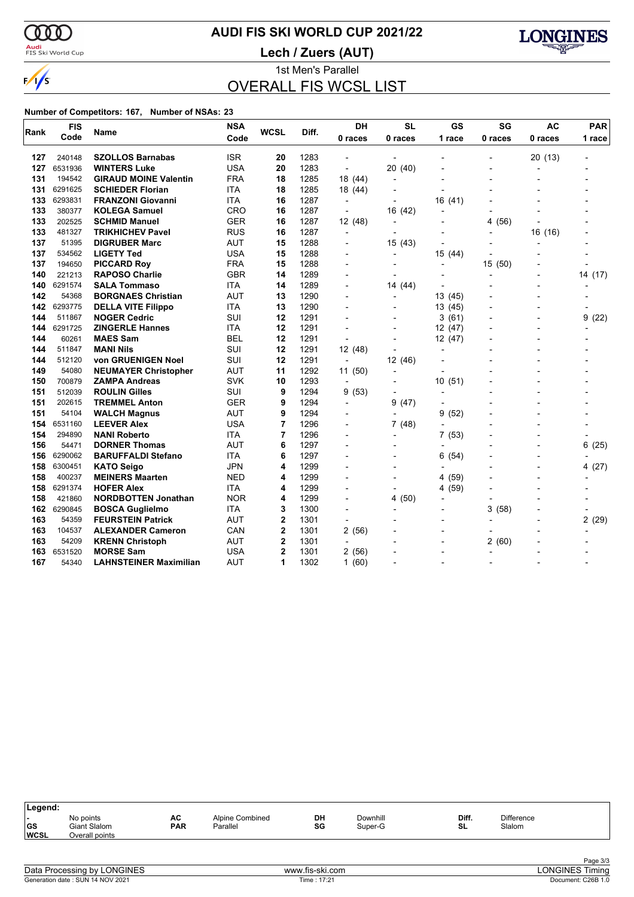# AUDI FIS SKI WORLD CUP 2021/22

## Lech / Zuers (AUT)

### 1st Men's Parallel

## OVERALL FIS WCSL LIST

**Number of Competitors: 167, Number of NSAs: 23**

| Rank | FIS Code | Name | NSA Code | WCSL | Diff. | DH 0 races | SL 0 races | GS 1 race | SG 0 races | AC 0 races | PAR 1 race |
|---|---|---|---|---|---|---|---|---|---|---|---|
| 127 | 240148 | **SZOLLOS Barnabas** | ISR | **20** | 1283 | - | - | - | - | 20 (13) | - |
| 127 | 6531936 | **WINTERS Luke** | USA | **20** | 1283 | - | 20 (40) | - | - | - | - |
| 131 | 194542 | **GIRAUD MOINE Valentin** | FRA | **18** | 1285 | 18 (44) | - | - | - | - | - |
| 131 | 6291625 | **SCHIEDER Florian** | ITA | **18** | 1285 | 18 (44) | - | - | - | - | - |
| 133 | 6293831 | **FRANZONI Giovanni** | ITA | **16** | 1287 | - | - | 16 (41) | - | - | - |
| 133 | 380377 | **KOLEGA Samuel** | CRO | **16** | 1287 | - | 16 (42) | - | - | - | - |
| 133 | 202525 | **SCHMID Manuel** | GER | **16** | 1287 | 12 (48) | - | - | 4 (56) | - | - |
| 133 | 481327 | **TRIKHICHEV Pavel** | RUS | **16** | 1287 | - | - | - | - | 16 (16) | - |
| 137 | 51395 | **DIGRUBER Marc** | AUT | **15** | 1288 | - | 15 (43) | - | - | - | - |
| 137 | 534562 | **LIGETY Ted** | USA | **15** | 1288 | - | - | 15 (44) | - | - | - |
| 137 | 194650 | **PICCARD Roy** | FRA | **15** | 1288 | - | - | - | 15 (50) | - | - |
| 140 | 221213 | **RAPOSO Charlie** | GBR | **14** | 1289 | - | - | - | - | - | 14 (17) |
| 140 | 6291574 | **SALA Tommaso** | ITA | **14** | 1289 | - | 14 (44) | - | - | - | - |
| 142 | 54368 | **BORGNAES Christian** | AUT | **13** | 1290 | - | - | 13 (45) | - | - | - |
| 142 | 6293775 | **DELLA VITE Filippo** | ITA | **13** | 1290 | - | - | 13 (45) | - | - | - |
| 144 | 511867 | **NOGER Cedric** | SUI | **12** | 1291 | - | - | 3 (61) | - | - | 9 (22) |
| 144 | 6291725 | **ZINGERLE Hannes** | ITA | **12** | 1291 | - | - | 12 (47) | - | - | - |
| 144 | 60261 | **MAES Sam** | BEL | **12** | 1291 | - | - | 12 (47) | - | - | - |
| 144 | 511847 | **MANI Nils** | SUI | **12** | 1291 | 12 (48) | - | - | - | - | - |
| 144 | 512120 | **von GRUENIGEN Noel** | SUI | **12** | 1291 | - | 12 (46) | - | - | - | - |
| 149 | 54080 | **NEUMAYER Christopher** | AUT | **11** | 1292 | 11 (50) | - | - | - | - | - |
| 150 | 700879 | **ZAMPA Andreas** | SVK | **10** | 1293 | - | - | 10 (51) | - | - | - |
| 151 | 512039 | **ROULIN Gilles** | SUI | **9** | 1294 | 9 (53) | - | - | - | - | - |
| 151 | 202615 | **TREMMEL Anton** | GER | **9** | 1294 | - | 9 (47) | - | - | - | - |
| 151 | 54104 | **WALCH Magnus** | AUT | **9** | 1294 | - | - | 9 (52) | - | - | - |
| 154 | 6531160 | **LEEVER Alex** | USA | **7** | 1296 | - | 7 (48) | - | - | - | - |
| 154 | 294890 | **NANI Roberto** | ITA | **7** | 1296 | - | - | 7 (53) | - | - | - |
| 156 | 54471 | **DORNER Thomas** | AUT | **6** | 1297 | - | - | - | - | - | 6 (25) |
| 156 | 6290062 | **BARUFFALDI Stefano** | ITA | **6** | 1297 | - | - | 6 (54) | - | - | - |
| 158 | 6300451 | **KATO Seigo** | JPN | **4** | 1299 | - | - | - | - | - | 4 (27) |
| 158 | 400237 | **MEINERS Maarten** | NED | **4** | 1299 | - | - | 4 (59) | - | - | - |
| 158 | 6291374 | **HOFER Alex** | ITA | **4** | 1299 | - | - | 4 (59) | - | - | - |
| 158 | 421860 | **NORDBOTTEN Jonathan** | NOR | **4** | 1299 | - | 4 (50) | - | - | - | - |
| 162 | 6290845 | **BOSCA Guglielmo** | ITA | **3** | 1300 | - | - | - | 3 (58) | - | - |
| 163 | 54359 | **FEURSTEIN Patrick** | AUT | **2** | 1301 | - | - | - | - | - | 2 (29) |
| 163 | 104537 | **ALEXANDER Cameron** | CAN | **2** | 1301 | 2 (56) | - | - | - | - | - |
| 163 | 54209 | **KRENN Christoph** | AUT | **2** | 1301 | - | - | - | 2 (60) | - | - |
| 163 | 6531520 | **MORSE Sam** | USA | **2** | 1301 | 2 (56) | - | - | - | - | - |
| 167 | 54340 | **LAHNSTEINER Maximilian** | AUT | **1** | 1302 | 1 (60) | - | - | - | - | - |

**Legend:**

| | | | | | | | |
|---|---|---|---|---|---|---|---|
| - | No points | AC | Alpine Combined | DH | Downhill | Diff. | Difference |
| GS | Giant Slalom | PAR | Parallel | SG | Super-G | SL | Slalom |
| WCSL | Overall points | | | | | | |

Data Processing by LONGINES — www.fis-ski.com — LONGINES Timing

Generation date : SUN 14 NOV 2021 — Time : 17:21 — Document: C26B 1.0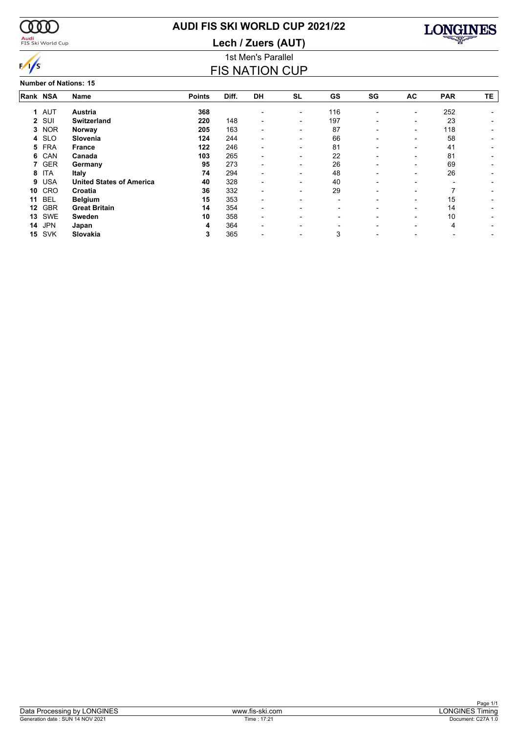# AUDI FIS SKI WORLD CUP 2021/22

## Lech / Zuers (AUT)

### 1st Men's Parallel

## FIS NATION CUP

**Number of Nations: 15**

| Rank | NSA | Name | Points | Diff. | DH | SL | GS | SG | AC | PAR | TE |
|---|---|---|---|---|---|---|---|---|---|---|---|
| **1** | AUT | **Austria** | **368** | | - | - | 116 | - | - | 252 | - |
| **2** | SUI | **Switzerland** | **220** | 148 | - | - | 197 | - | - | 23 | - |
| **3** | NOR | **Norway** | **205** | 163 | - | - | 87 | - | - | 118 | - |
| **4** | SLO | **Slovenia** | **124** | 244 | - | - | 66 | - | - | 58 | - |
| **5** | FRA | **France** | **122** | 246 | - | - | 81 | - | - | 41 | - |
| **6** | CAN | **Canada** | **103** | 265 | - | - | 22 | - | - | 81 | - |
| **7** | GER | **Germany** | **95** | 273 | - | - | 26 | - | - | 69 | - |
| **8** | ITA | **Italy** | **74** | 294 | - | - | 48 | - | - | 26 | - |
| **9** | USA | **United States of America** | **40** | 328 | - | - | 40 | - | - | - | - |
| **10** | CRO | **Croatia** | **36** | 332 | - | - | 29 | - | - | 7 | - |
| **11** | BEL | **Belgium** | **15** | 353 | - | - | - | - | - | 15 | - |
| **12** | GBR | **Great Britain** | **14** | 354 | - | - | - | - | - | 14 | - |
| **13** | SWE | **Sweden** | **10** | 358 | - | - | - | - | - | 10 | - |
| **14** | JPN | **Japan** | **4** | 364 | - | - | - | - | - | 4 | - |
| **15** | SVK | **Slovakia** | **3** | 365 | - | - | 3 | - | - | - | - |

Data Processing by LONGINES | www.fis-ski.com | LONGINES Timing

Generation date : SUN 14 NOV 2021 | Time : 17:21 | Document: C27A 1.0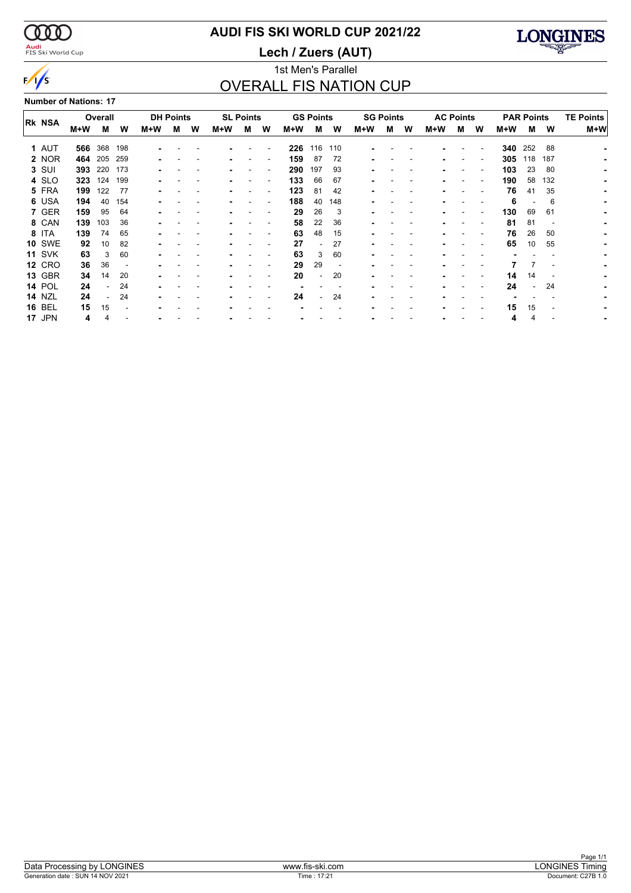# AUDI FIS SKI WORLD CUP 2021/22

## Lech / Zuers (AUT)

1st Men's Parallel

## OVERALL FIS NATION CUP

**Number of Nations: 17**

| Rk | NSA | Overall | | | DH Points | | | SL Points | | | GS Points | | | SG Points | | | AC Points | | | PAR Points | | | TE Points |
|---|---|---|---|---|---|---|---|---|---|---|---|---|---|---|---|---|---|---|---|---|---|---|---|
| | | M+W | M | W | M+W | M | W | M+W | M | W | M+W | M | W | M+W | M | W | M+W | M | W | M+W | M | W | M+W |
| 1 | AUT | **566** | 368 | 198 | - | - | - | - | - | - | **226** | 116 | 110 | - | - | - | - | - | - | **340** | 252 | 88 | - |
| 2 | NOR | **464** | 205 | 259 | - | - | - | - | - | - | **159** | 87 | 72 | - | - | - | - | - | - | **305** | 118 | 187 | - |
| 3 | SUI | **393** | 220 | 173 | - | - | - | - | - | - | **290** | 197 | 93 | - | - | - | - | - | - | **103** | 23 | 80 | - |
| 4 | SLO | **323** | 124 | 199 | - | - | - | - | - | - | **133** | 66 | 67 | - | - | - | - | - | - | **190** | 58 | 132 | - |
| 5 | FRA | **199** | 122 | 77 | - | - | - | - | - | - | **123** | 81 | 42 | - | - | - | - | - | - | **76** | 41 | 35 | - |
| 6 | USA | **194** | 40 | 154 | - | - | - | - | - | - | **188** | 40 | 148 | - | - | - | - | - | - | **6** | - | 6 | - |
| 7 | GER | **159** | 95 | 64 | - | - | - | - | - | - | **29** | 26 | 3 | - | - | - | - | - | - | **130** | 69 | 61 | - |
| 8 | CAN | **139** | 103 | 36 | - | - | - | - | - | - | **58** | 22 | 36 | - | - | - | - | - | - | **81** | 81 | - | - |
| 8 | ITA | **139** | 74 | 65 | - | - | - | - | - | - | **63** | 48 | 15 | - | - | - | - | - | - | **76** | 26 | 50 | - |
| 10 | SWE | **92** | 10 | 82 | - | - | - | - | - | - | **27** | - | 27 | - | - | - | - | - | - | **65** | 10 | 55 | - |
| 11 | SVK | **63** | 3 | 60 | - | - | - | - | - | - | **63** | 3 | 60 | - | - | - | - | - | - | - | - | - | - |
| 12 | CRO | **36** | 36 | - | - | - | - | - | - | - | **29** | 29 | - | - | - | - | - | - | - | **7** | 7 | - | - |
| 13 | GBR | **34** | 14 | 20 | - | - | - | - | - | - | **20** | - | 20 | - | - | - | - | - | - | **14** | 14 | - | - |
| 14 | POL | **24** | - | 24 | - | - | - | - | - | - | - | - | - | - | - | - | - | - | - | **24** | - | 24 | - |
| 14 | NZL | **24** | - | 24 | - | - | - | - | - | - | **24** | - | 24 | - | - | - | - | - | - | - | - | - | - |
| 16 | BEL | **15** | 15 | - | - | - | - | - | - | - | - | - | - | - | - | - | - | - | - | **15** | 15 | - | - |
| 17 | JPN | **4** | 4 | - | - | - | - | - | - | - | - | - | - | - | - | - | - | - | - | **4** | 4 | - | - |

Data Processing by LONGINES | www.fis-ski.com | LONGINES Timing

Generation date : SUN 14 NOV 2021 | Time : 17:21 | Document: C27B 1.0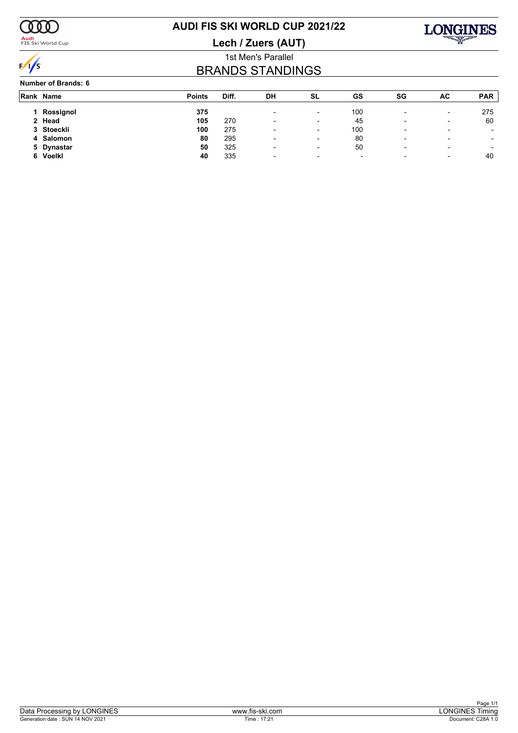# AUDI FIS SKI WORLD CUP 2021/22

## Lech / Zuers (AUT)

### 1st Men's Parallel

## BRANDS STANDINGS

**Number of Brands: 6**

| Rank | Name | Points | Diff. | DH | SL | GS | SG | AC | PAR |
|---|---|---|---|---|---|---|---|---|---|
| 1 | **Rossignol** | **375** | | - | - | 100 | - | - | 275 |
| 2 | **Head** | **105** | 270 | - | - | 45 | - | - | 60 |
| 3 | **Stoeckli** | **100** | 275 | - | - | 100 | - | - | - |
| 4 | **Salomon** | **80** | 295 | - | - | 80 | - | - | - |
| 5 | **Dynastar** | **50** | 325 | - | - | 50 | - | - | - |
| 6 | **Voelkl** | **40** | 335 | - | - | - | - | - | 40 |

Data Processing by LONGINES | www.fis-ski.com | LONGINES Timing

Generation date : SUN 14 NOV 2021 | Time : 17:21 | Document: C28A 1.0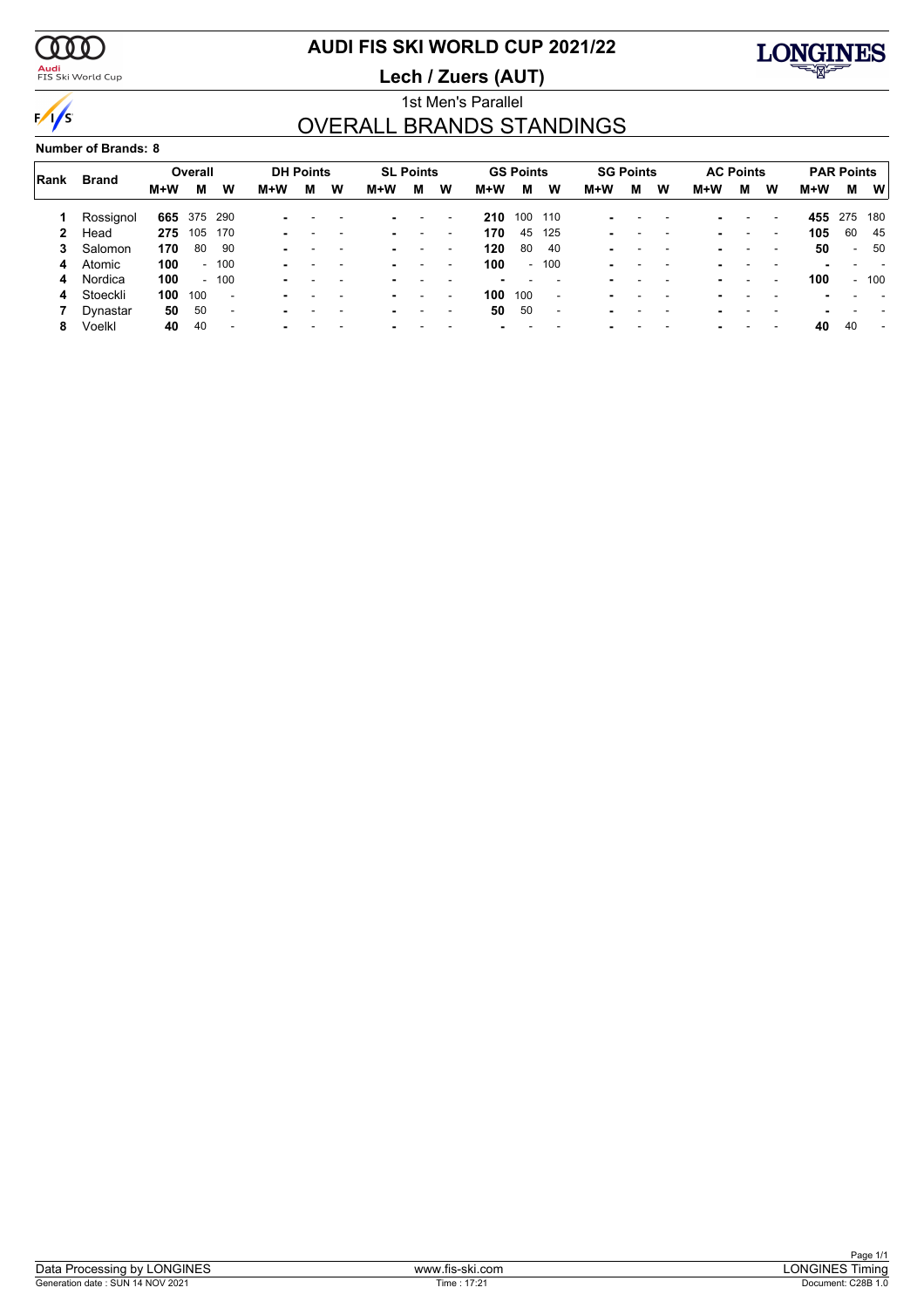# AUDI FIS SKI WORLD CUP 2021/22

## Lech / Zuers (AUT)

1st Men's Parallel

## OVERALL BRANDS STANDINGS

**Number of Brands: 8**

| Rank | Brand | Overall | | | DH Points | | | SL Points | | | GS Points | | | SG Points | | | AC Points | | | PAR Points | | |
|---|---|---|---|---|---|---|---|---|---|---|---|---|---|---|---|---|---|---|---|---|---|---|
| | | M+W | M | W | M+W | M | W | M+W | M | W | M+W | M | W | M+W | M | W | M+W | M | W | M+W | M | W |
| 1 | Rossignol | **665** | 375 | 290 | - | - | - | - | - | - | **210** | 100 | 110 | - | - | - | - | - | - | **455** | 275 | 180 |
| 2 | Head | **275** | 105 | 170 | - | - | - | - | - | - | **170** | 45 | 125 | - | - | - | - | - | - | **105** | 60 | 45 |
| 3 | Salomon | **170** | 80 | 90 | - | - | - | - | - | - | **120** | 80 | 40 | - | - | - | - | - | - | **50** | - | 50 |
| 4 | Atomic | **100** | - | 100 | - | - | - | - | - | - | **100** | - | 100 | - | - | - | - | - | - | - | - | - |
| 4 | Nordica | **100** | - | 100 | - | - | - | - | - | - | - | - | - | - | - | - | - | - | - | **100** | - | 100 |
| 4 | Stoeckli | **100** | 100 | - | - | - | - | - | - | - | **100** | 100 | - | - | - | - | - | - | - | - | - | - |
| 7 | Dynastar | **50** | 50 | - | - | - | - | - | - | - | **50** | 50 | - | - | - | - | - | - | - | - | - | - |
| 8 | Voelkl | **40** | 40 | - | - | - | - | - | - | - | - | - | - | - | - | - | - | - | - | **40** | 40 | - |

Data Processing by LONGINES | www.fis-ski.com | LONGINES Timing

Generation date : SUN 14 NOV 2021 | Time : 17:21 | Document: C28B 1.0